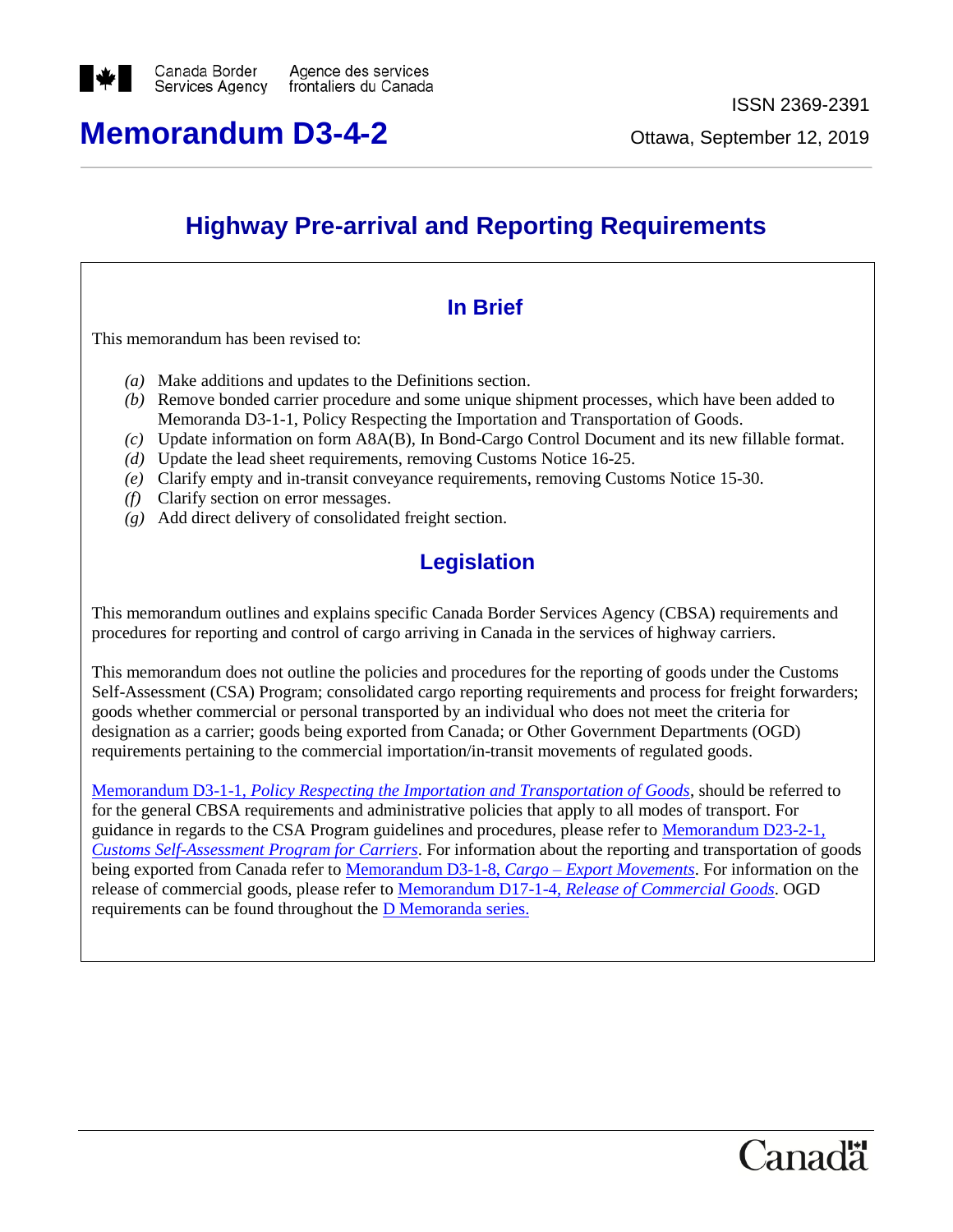Canada Border Services Agency / Agence des services frontaliers du Canada

ISSN 2369-2391

# Memorandum D3-4-2

Ottawa, September 12, 2019

## Highway Pre-arrival and Reporting Requirements

### In Brief

This memorandum has been revised to:

*(a)* Make additions and updates to the Definitions section.
*(b)* Remove bonded carrier procedure and some unique shipment processes, which have been added to Memoranda D3-1-1, Policy Respecting the Importation and Transportation of Goods.
*(c)* Update information on form A8A(B), In Bond-Cargo Control Document and its new fillable format.
*(d)* Update the lead sheet requirements, removing Customs Notice 16-25.
*(e)* Clarify empty and in-transit conveyance requirements, removing Customs Notice 15-30.
*(f)* Clarify section on error messages.
*(g)* Add direct delivery of consolidated freight section.

### Legislation

This memorandum outlines and explains specific Canada Border Services Agency (CBSA) requirements and procedures for reporting and control of cargo arriving in Canada in the services of highway carriers.

This memorandum does not outline the policies and procedures for the reporting of goods under the Customs Self-Assessment (CSA) Program; consolidated cargo reporting requirements and process for freight forwarders; goods whether commercial or personal transported by an individual who does not meet the criteria for designation as a carrier; goods being exported from Canada; or Other Government Departments (OGD) requirements pertaining to the commercial importation/in-transit movements of regulated goods.

Memorandum D3-1-1, *Policy Respecting the Importation and Transportation of Goods*, should be referred to for the general CBSA requirements and administrative policies that apply to all modes of transport. For guidance in regards to the CSA Program guidelines and procedures, please refer to Memorandum D23-2-1, *Customs Self-Assessment Program for Carriers*. For information about the reporting and transportation of goods being exported from Canada refer to Memorandum D3-1-8, *Cargo – Export Movements*. For information on the release of commercial goods, please refer to Memorandum D17-1-4, *Release of Commercial Goods*. OGD requirements can be found throughout the D Memoranda series.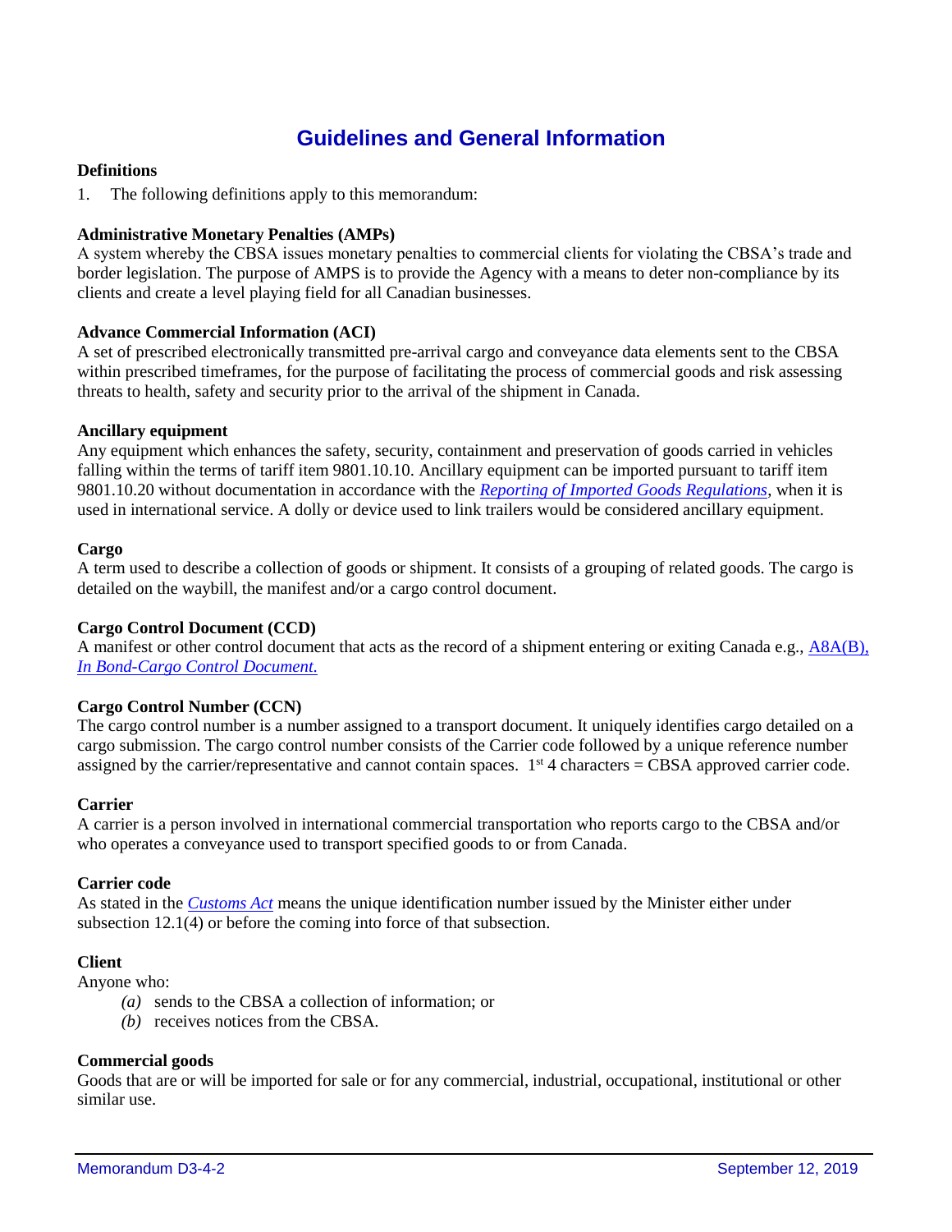# Guidelines and General Information

**Definitions**

1. The following definitions apply to this memorandum:

**Administrative Monetary Penalties (AMPs)**
A system whereby the CBSA issues monetary penalties to commercial clients for violating the CBSA's trade and border legislation. The purpose of AMPS is to provide the Agency with a means to deter non-compliance by its clients and create a level playing field for all Canadian businesses.

**Advance Commercial Information (ACI)**
A set of prescribed electronically transmitted pre-arrival cargo and conveyance data elements sent to the CBSA within prescribed timeframes, for the purpose of facilitating the process of commercial goods and risk assessing threats to health, safety and security prior to the arrival of the shipment in Canada.

**Ancillary equipment**
Any equipment which enhances the safety, security, containment and preservation of goods carried in vehicles falling within the terms of tariff item 9801.10.10. Ancillary equipment can be imported pursuant to tariff item 9801.10.20 without documentation in accordance with the *Reporting of Imported Goods Regulations*, when it is used in international service. A dolly or device used to link trailers would be considered ancillary equipment.

**Cargo**
A term used to describe a collection of goods or shipment. It consists of a grouping of related goods. The cargo is detailed on the waybill, the manifest and/or a cargo control document.

**Cargo Control Document (CCD)**
A manifest or other control document that acts as the record of a shipment entering or exiting Canada e.g., A8A(B), *In Bond-Cargo Control Document.*

**Cargo Control Number (CCN)**
The cargo control number is a number assigned to a transport document. It uniquely identifies cargo detailed on a cargo submission. The cargo control number consists of the Carrier code followed by a unique reference number assigned by the carrier/representative and cannot contain spaces. 1st 4 characters = CBSA approved carrier code.

**Carrier**
A carrier is a person involved in international commercial transportation who reports cargo to the CBSA and/or who operates a conveyance used to transport specified goods to or from Canada.

**Carrier code**
As stated in the *Customs Act* means the unique identification number issued by the Minister either under subsection 12.1(4) or before the coming into force of that subsection.

**Client**
Anyone who:

- *(a)* sends to the CBSA a collection of information; or
- *(b)* receives notices from the CBSA.

**Commercial goods**
Goods that are or will be imported for sale or for any commercial, industrial, occupational, institutional or other similar use.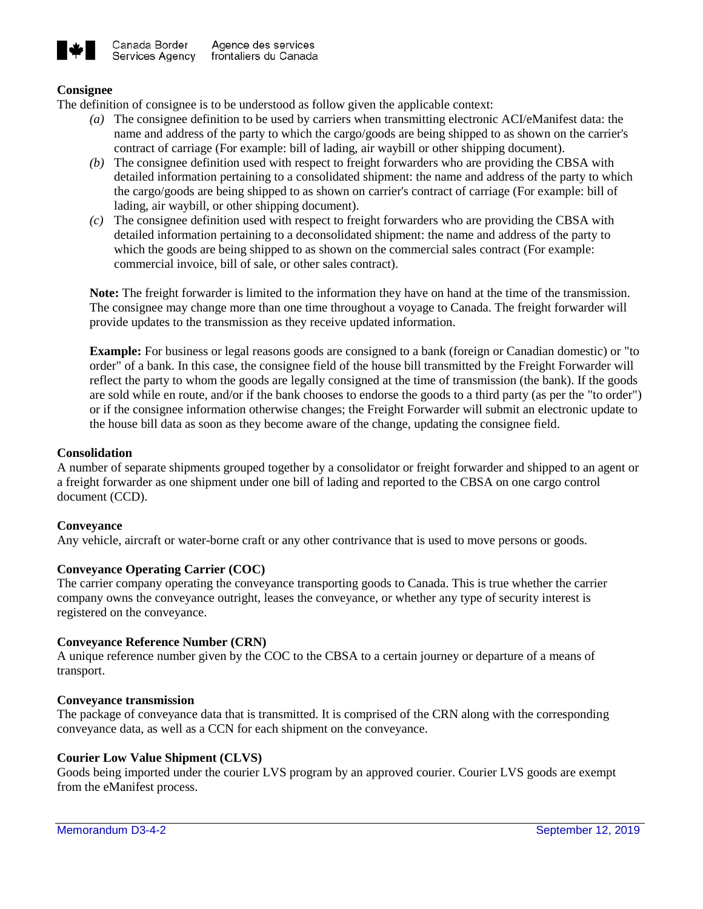**Consignee**

The definition of consignee is to be understood as follow given the applicable context:

*(a)* The consignee definition to be used by carriers when transmitting electronic ACI/eManifest data: the name and address of the party to which the cargo/goods are being shipped to as shown on the carrier's contract of carriage (For example: bill of lading, air waybill or other shipping document).

*(b)* The consignee definition used with respect to freight forwarders who are providing the CBSA with detailed information pertaining to a consolidated shipment: the name and address of the party to which the cargo/goods are being shipped to as shown on carrier's contract of carriage (For example: bill of lading, air waybill, or other shipping document).

*(c)* The consignee definition used with respect to freight forwarders who are providing the CBSA with detailed information pertaining to a deconsolidated shipment: the name and address of the party to which the goods are being shipped to as shown on the commercial sales contract (For example: commercial invoice, bill of sale, or other sales contract).

**Note:** The freight forwarder is limited to the information they have on hand at the time of the transmission. The consignee may change more than one time throughout a voyage to Canada. The freight forwarder will provide updates to the transmission as they receive updated information.

**Example:** For business or legal reasons goods are consigned to a bank (foreign or Canadian domestic) or "to order" of a bank. In this case, the consignee field of the house bill transmitted by the Freight Forwarder will reflect the party to whom the goods are legally consigned at the time of transmission (the bank). If the goods are sold while en route, and/or if the bank chooses to endorse the goods to a third party (as per the "to order") or if the consignee information otherwise changes; the Freight Forwarder will submit an electronic update to the house bill data as soon as they become aware of the change, updating the consignee field.

**Consolidation**

A number of separate shipments grouped together by a consolidator or freight forwarder and shipped to an agent or a freight forwarder as one shipment under one bill of lading and reported to the CBSA on one cargo control document (CCD).

**Conveyance**

Any vehicle, aircraft or water-borne craft or any other contrivance that is used to move persons or goods.

**Conveyance Operating Carrier (COC)**

The carrier company operating the conveyance transporting goods to Canada. This is true whether the carrier company owns the conveyance outright, leases the conveyance, or whether any type of security interest is registered on the conveyance.

**Conveyance Reference Number (CRN)**

A unique reference number given by the COC to the CBSA to a certain journey or departure of a means of transport.

**Conveyance transmission**

The package of conveyance data that is transmitted. It is comprised of the CRN along with the corresponding conveyance data, as well as a CCN for each shipment on the conveyance.

**Courier Low Value Shipment (CLVS)**

Goods being imported under the courier LVS program by an approved courier. Courier LVS goods are exempt from the eManifest process.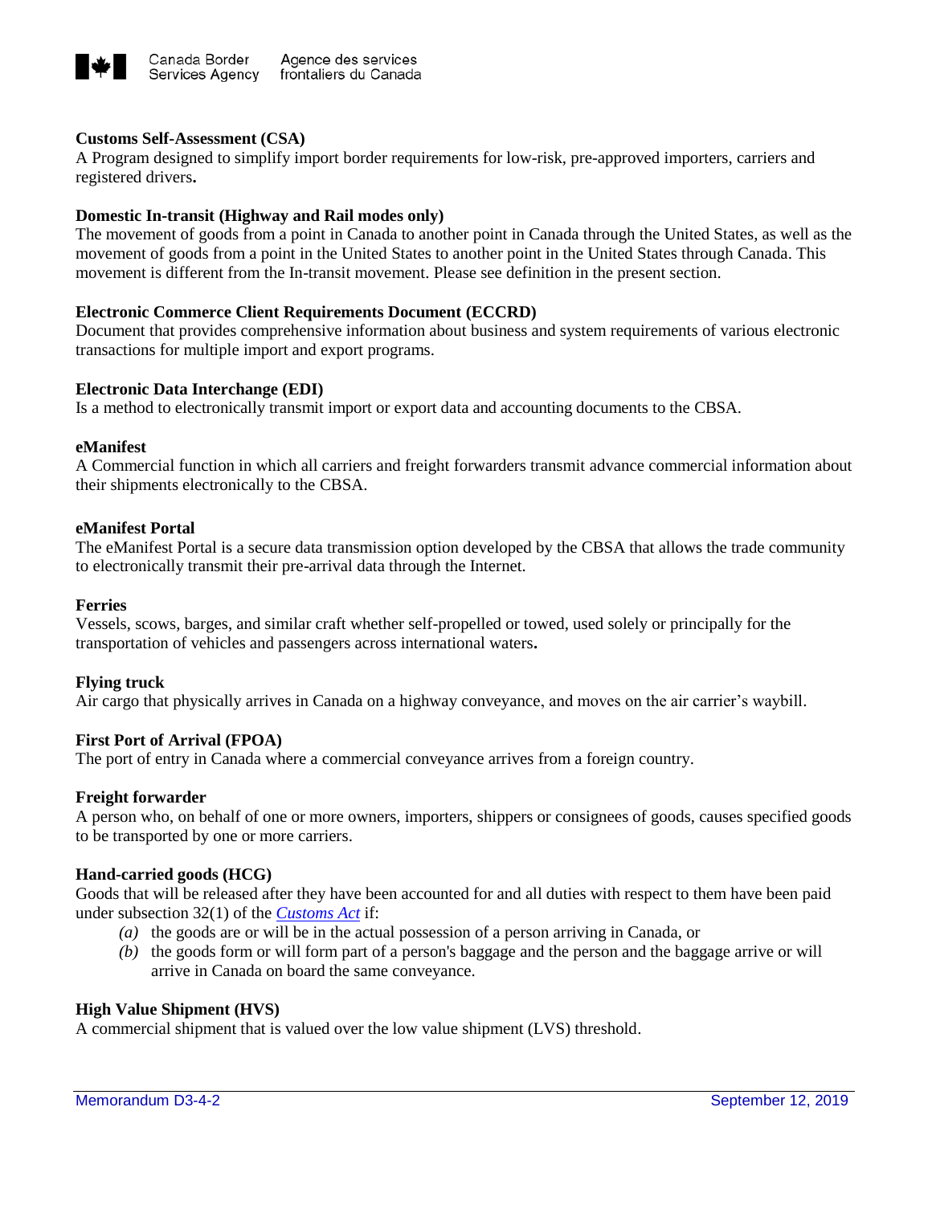**Customs Self-Assessment (CSA)**
A Program designed to simplify import border requirements for low-risk, pre-approved importers, carriers and registered drivers**.**

**Domestic In-transit (Highway and Rail modes only)**
The movement of goods from a point in Canada to another point in Canada through the United States, as well as the movement of goods from a point in the United States to another point in the United States through Canada. This movement is different from the In-transit movement. Please see definition in the present section.

**Electronic Commerce Client Requirements Document (ECCRD)**
Document that provides comprehensive information about business and system requirements of various electronic transactions for multiple import and export programs.

**Electronic Data Interchange (EDI)**
Is a method to electronically transmit import or export data and accounting documents to the CBSA.

**eManifest**
A Commercial function in which all carriers and freight forwarders transmit advance commercial information about their shipments electronically to the CBSA.

**eManifest Portal**
The eManifest Portal is a secure data transmission option developed by the CBSA that allows the trade community to electronically transmit their pre-arrival data through the Internet.

**Ferries**
Vessels, scows, barges, and similar craft whether self-propelled or towed, used solely or principally for the transportation of vehicles and passengers across international waters**.**

**Flying truck**
Air cargo that physically arrives in Canada on a highway conveyance, and moves on the air carrier's waybill.

**First Port of Arrival (FPOA)**
The port of entry in Canada where a commercial conveyance arrives from a foreign country.

**Freight forwarder**
A person who, on behalf of one or more owners, importers, shippers or consignees of goods, causes specified goods to be transported by one or more carriers.

**Hand-carried goods (HCG)**
Goods that will be released after they have been accounted for and all duties with respect to them have been paid under subsection 32(1) of the *Customs Act* if:

- *(a)* the goods are or will be in the actual possession of a person arriving in Canada, or
- *(b)* the goods form or will form part of a person's baggage and the person and the baggage arrive or will arrive in Canada on board the same conveyance.

**High Value Shipment (HVS)**
A commercial shipment that is valued over the low value shipment (LVS) threshold.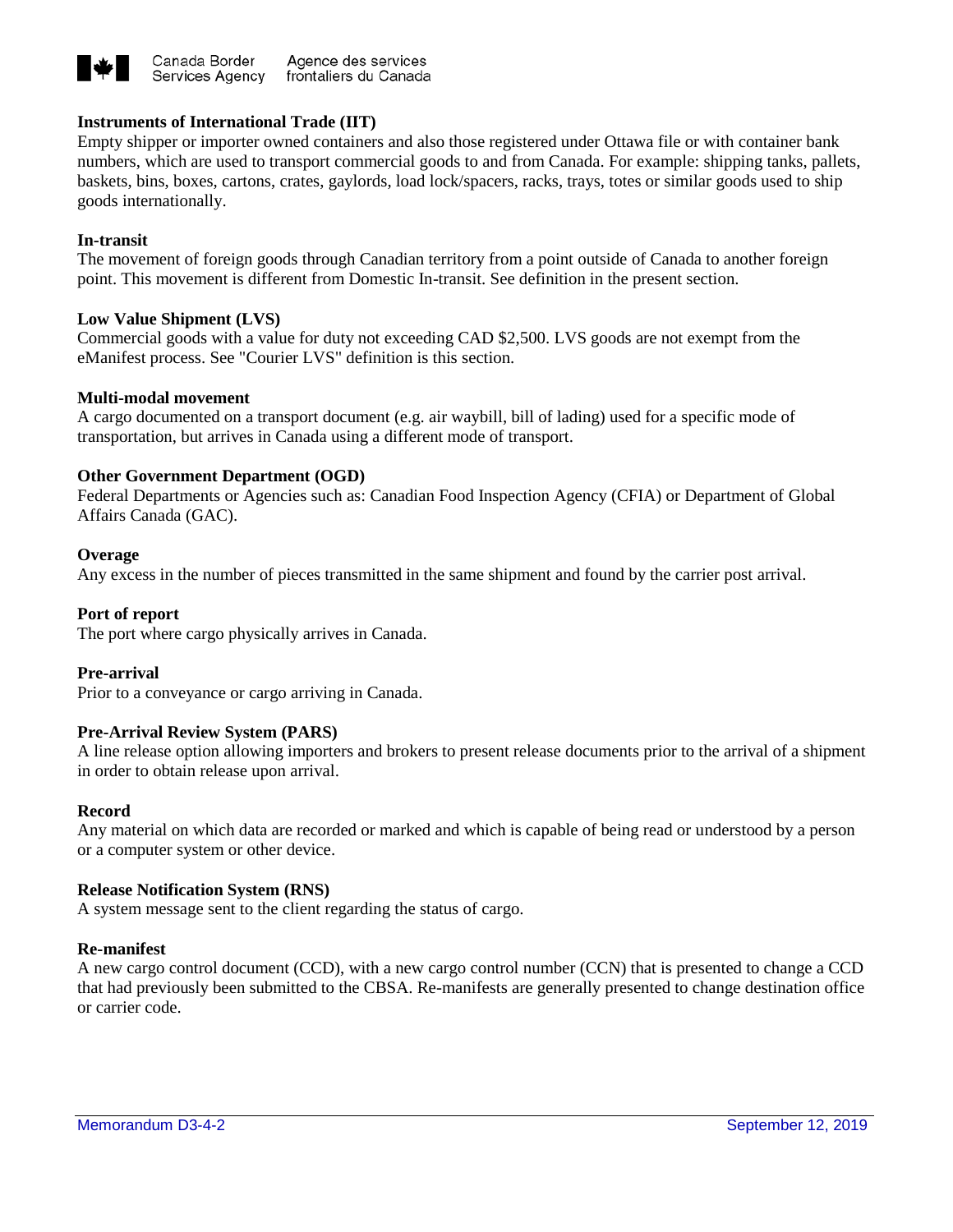**Instruments of International Trade (IIT)**

Empty shipper or importer owned containers and also those registered under Ottawa file or with container bank numbers, which are used to transport commercial goods to and from Canada. For example: shipping tanks, pallets, baskets, bins, boxes, cartons, crates, gaylords, load lock/spacers, racks, trays, totes or similar goods used to ship goods internationally.

**In-transit**

The movement of foreign goods through Canadian territory from a point outside of Canada to another foreign point. This movement is different from Domestic In-transit. See definition in the present section.

**Low Value Shipment (LVS)**

Commercial goods with a value for duty not exceeding CAD $2,500. LVS goods are not exempt from the eManifest process. See "Courier LVS" definition is this section.

**Multi-modal movement**

A cargo documented on a transport document (e.g. air waybill, bill of lading) used for a specific mode of transportation, but arrives in Canada using a different mode of transport.

**Other Government Department (OGD)**

Federal Departments or Agencies such as: Canadian Food Inspection Agency (CFIA) or Department of Global Affairs Canada (GAC).

**Overage**

Any excess in the number of pieces transmitted in the same shipment and found by the carrier post arrival.

**Port of report**

The port where cargo physically arrives in Canada.

**Pre-arrival**

Prior to a conveyance or cargo arriving in Canada.

**Pre-Arrival Review System (PARS)**

A line release option allowing importers and brokers to present release documents prior to the arrival of a shipment in order to obtain release upon arrival.

**Record**

Any material on which data are recorded or marked and which is capable of being read or understood by a person or a computer system or other device.

**Release Notification System (RNS)**

A system message sent to the client regarding the status of cargo.

**Re-manifest**

A new cargo control document (CCD), with a new cargo control number (CCN) that is presented to change a CCD that had previously been submitted to the CBSA. Re-manifests are generally presented to change destination office or carrier code.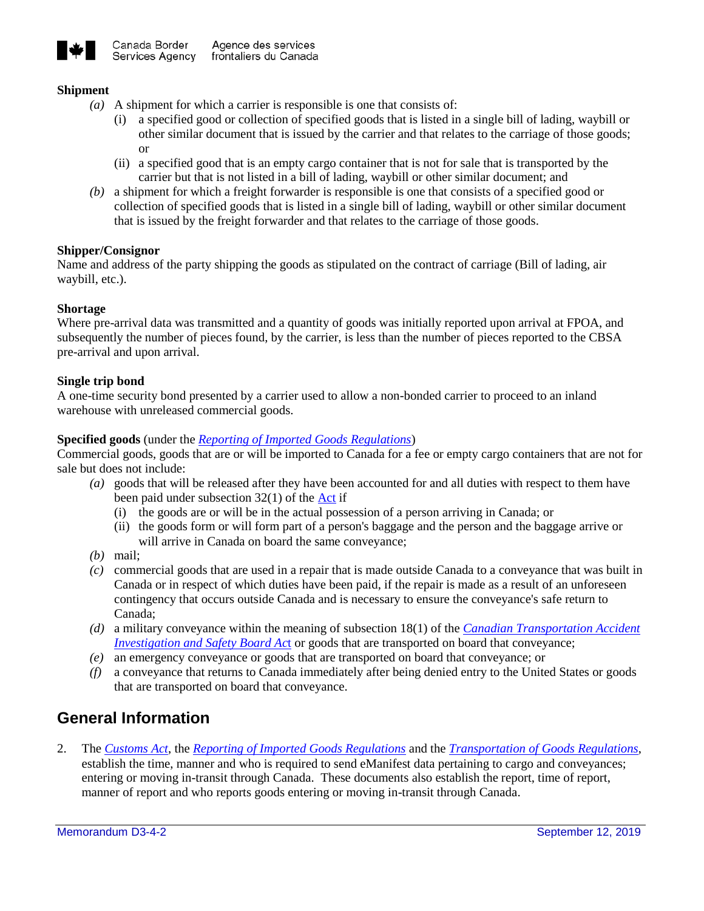**Shipment**

- *(a)* A shipment for which a carrier is responsible is one that consists of:
  - (i) a specified good or collection of specified goods that is listed in a single bill of lading, waybill or other similar document that is issued by the carrier and that relates to the carriage of those goods; or
  - (ii) a specified good that is an empty cargo container that is not for sale that is transported by the carrier but that is not listed in a bill of lading, waybill or other similar document; and
- *(b)* a shipment for which a freight forwarder is responsible is one that consists of a specified good or collection of specified goods that is listed in a single bill of lading, waybill or other similar document that is issued by the freight forwarder and that relates to the carriage of those goods.

**Shipper/Consignor**

Name and address of the party shipping the goods as stipulated on the contract of carriage (Bill of lading, air waybill, etc.).

**Shortage**

Where pre-arrival data was transmitted and a quantity of goods was initially reported upon arrival at FPOA, and subsequently the number of pieces found, by the carrier, is less than the number of pieces reported to the CBSA pre-arrival and upon arrival.

**Single trip bond**

A one-time security bond presented by a carrier used to allow a non-bonded carrier to proceed to an inland warehouse with unreleased commercial goods.

**Specified goods** (under the *Reporting of Imported Goods Regulations*)

Commercial goods, goods that are or will be imported to Canada for a fee or empty cargo containers that are not for sale but does not include:

- *(a)* goods that will be released after they have been accounted for and all duties with respect to them have been paid under subsection 32(1) of the Act if
  - (i) the goods are or will be in the actual possession of a person arriving in Canada; or
  - (ii) the goods form or will form part of a person's baggage and the person and the baggage arrive or will arrive in Canada on board the same conveyance;
- *(b)* mail;
- *(c)* commercial goods that are used in a repair that is made outside Canada to a conveyance that was built in Canada or in respect of which duties have been paid, if the repair is made as a result of an unforeseen contingency that occurs outside Canada and is necessary to ensure the conveyance's safe return to Canada;
- *(d)* a military conveyance within the meaning of subsection 18(1) of the *Canadian Transportation Accident Investigation and Safety Board Act* or goods that are transported on board that conveyance;
- *(e)* an emergency conveyance or goods that are transported on board that conveyance; or
- *(f)* a conveyance that returns to Canada immediately after being denied entry to the United States or goods that are transported on board that conveyance.

## General Information

2. The *Customs Act*, the *Reporting of Imported Goods Regulations* and the *Transportation of Goods Regulations*, establish the time, manner and who is required to send eManifest data pertaining to cargo and conveyances; entering or moving in-transit through Canada. These documents also establish the report, time of report, manner of report and who reports goods entering or moving in-transit through Canada.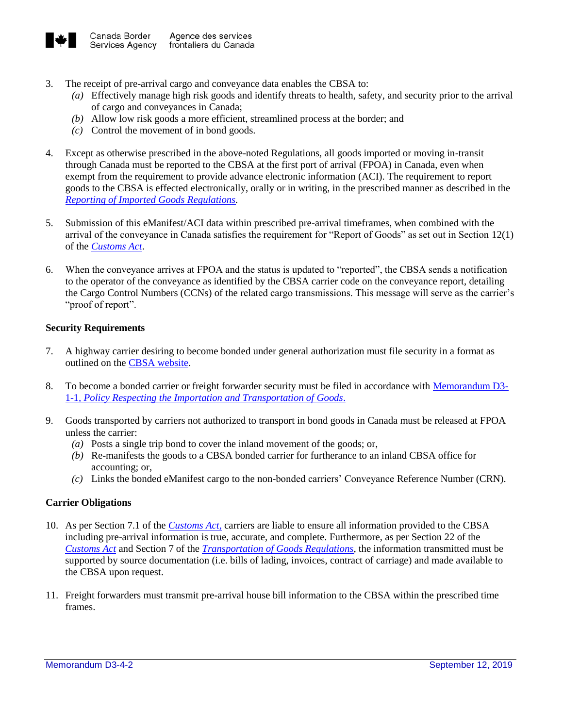3. The receipt of pre-arrival cargo and conveyance data enables the CBSA to:
   *(a)* Effectively manage high risk goods and identify threats to health, safety, and security prior to the arrival of cargo and conveyances in Canada;
   *(b)* Allow low risk goods a more efficient, streamlined process at the border; and
   *(c)* Control the movement of in bond goods.

4. Except as otherwise prescribed in the above-noted Regulations, all goods imported or moving in-transit through Canada must be reported to the CBSA at the first port of arrival (FPOA) in Canada, even when exempt from the requirement to provide advance electronic information (ACI). The requirement to report goods to the CBSA is effected electronically, orally or in writing, in the prescribed manner as described in the *Reporting of Imported Goods Regulations*.

5. Submission of this eManifest/ACI data within prescribed pre-arrival timeframes, when combined with the arrival of the conveyance in Canada satisfies the requirement for "Report of Goods" as set out in Section 12(1) of the *Customs Act*.

6. When the conveyance arrives at FPOA and the status is updated to "reported", the CBSA sends a notification to the operator of the conveyance as identified by the CBSA carrier code on the conveyance report, detailing the Cargo Control Numbers (CCNs) of the related cargo transmissions. This message will serve as the carrier's "proof of report".

**Security Requirements**

7. A highway carrier desiring to become bonded under general authorization must file security in a format as outlined on the CBSA website.

8. To become a bonded carrier or freight forwarder security must be filed in accordance with Memorandum D3-1-1, *Policy Respecting the Importation and Transportation of Goods*.

9. Goods transported by carriers not authorized to transport in bond goods in Canada must be released at FPOA unless the carrier:
   *(a)* Posts a single trip bond to cover the inland movement of the goods; or,
   *(b)* Re-manifests the goods to a CBSA bonded carrier for furtherance to an inland CBSA office for accounting; or,
   *(c)* Links the bonded eManifest cargo to the non-bonded carriers' Conveyance Reference Number (CRN).

**Carrier Obligations**

10. As per Section 7.1 of the *Customs Act,* carriers are liable to ensure all information provided to the CBSA including pre-arrival information is true, accurate, and complete. Furthermore, as per Section 22 of the *Customs Act* and Section 7 of the *Transportation of Goods Regulations*, the information transmitted must be supported by source documentation (i.e. bills of lading, invoices, contract of carriage) and made available to the CBSA upon request.

11. Freight forwarders must transmit pre-arrival house bill information to the CBSA within the prescribed time frames.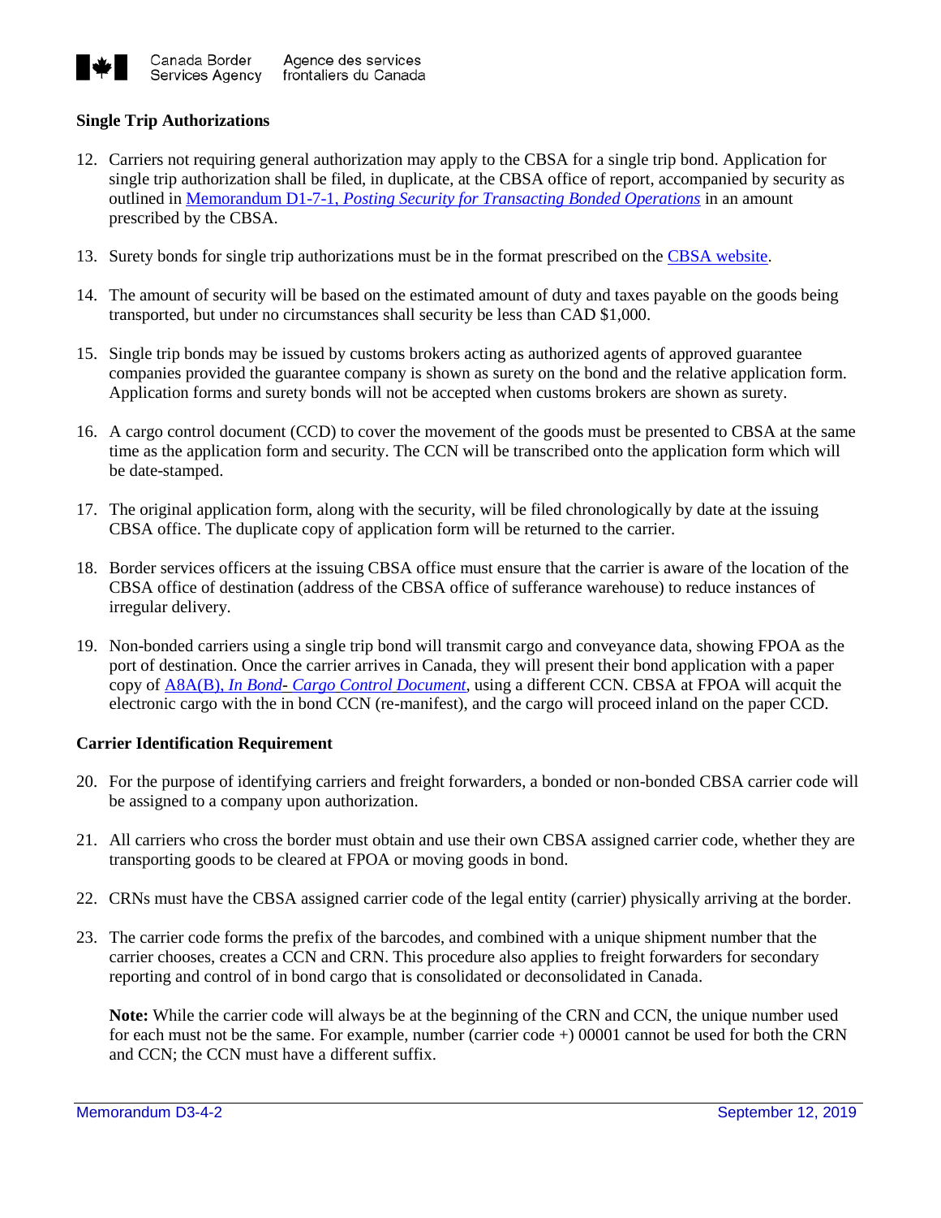### Single Trip Authorizations

12. Carriers not requiring general authorization may apply to the CBSA for a single trip bond. Application for single trip authorization shall be filed, in duplicate, at the CBSA office of report, accompanied by security as outlined in Memorandum D1-7-1, *Posting Security for Transacting Bonded Operations* in an amount prescribed by the CBSA.

13. Surety bonds for single trip authorizations must be in the format prescribed on the CBSA website.

14. The amount of security will be based on the estimated amount of duty and taxes payable on the goods being transported, but under no circumstances shall security be less than CAD $1,000.

15. Single trip bonds may be issued by customs brokers acting as authorized agents of approved guarantee companies provided the guarantee company is shown as surety on the bond and the relative application form. Application forms and surety bonds will not be accepted when customs brokers are shown as surety.

16. A cargo control document (CCD) to cover the movement of the goods must be presented to CBSA at the same time as the application form and security. The CCN will be transcribed onto the application form which will be date-stamped.

17. The original application form, along with the security, will be filed chronologically by date at the issuing CBSA office. The duplicate copy of application form will be returned to the carrier.

18. Border services officers at the issuing CBSA office must ensure that the carrier is aware of the location of the CBSA office of destination (address of the CBSA office of sufferance warehouse) to reduce instances of irregular delivery.

19. Non-bonded carriers using a single trip bond will transmit cargo and conveyance data, showing FPOA as the port of destination. Once the carrier arrives in Canada, they will present their bond application with a paper copy of A8A(B), *In Bond- Cargo Control Document*, using a different CCN. CBSA at FPOA will acquit the electronic cargo with the in bond CCN (re-manifest), and the cargo will proceed inland on the paper CCD.

### Carrier Identification Requirement

20. For the purpose of identifying carriers and freight forwarders, a bonded or non-bonded CBSA carrier code will be assigned to a company upon authorization.

21. All carriers who cross the border must obtain and use their own CBSA assigned carrier code, whether they are transporting goods to be cleared at FPOA or moving goods in bond.

22. CRNs must have the CBSA assigned carrier code of the legal entity (carrier) physically arriving at the border.

23. The carrier code forms the prefix of the barcodes, and combined with a unique shipment number that the carrier chooses, creates a CCN and CRN. This procedure also applies to freight forwarders for secondary reporting and control of in bond cargo that is consolidated or deconsolidated in Canada.

    **Note:** While the carrier code will always be at the beginning of the CRN and CCN, the unique number used for each must not be the same. For example, number (carrier code +) 00001 cannot be used for both the CRN and CCN; the CCN must have a different suffix.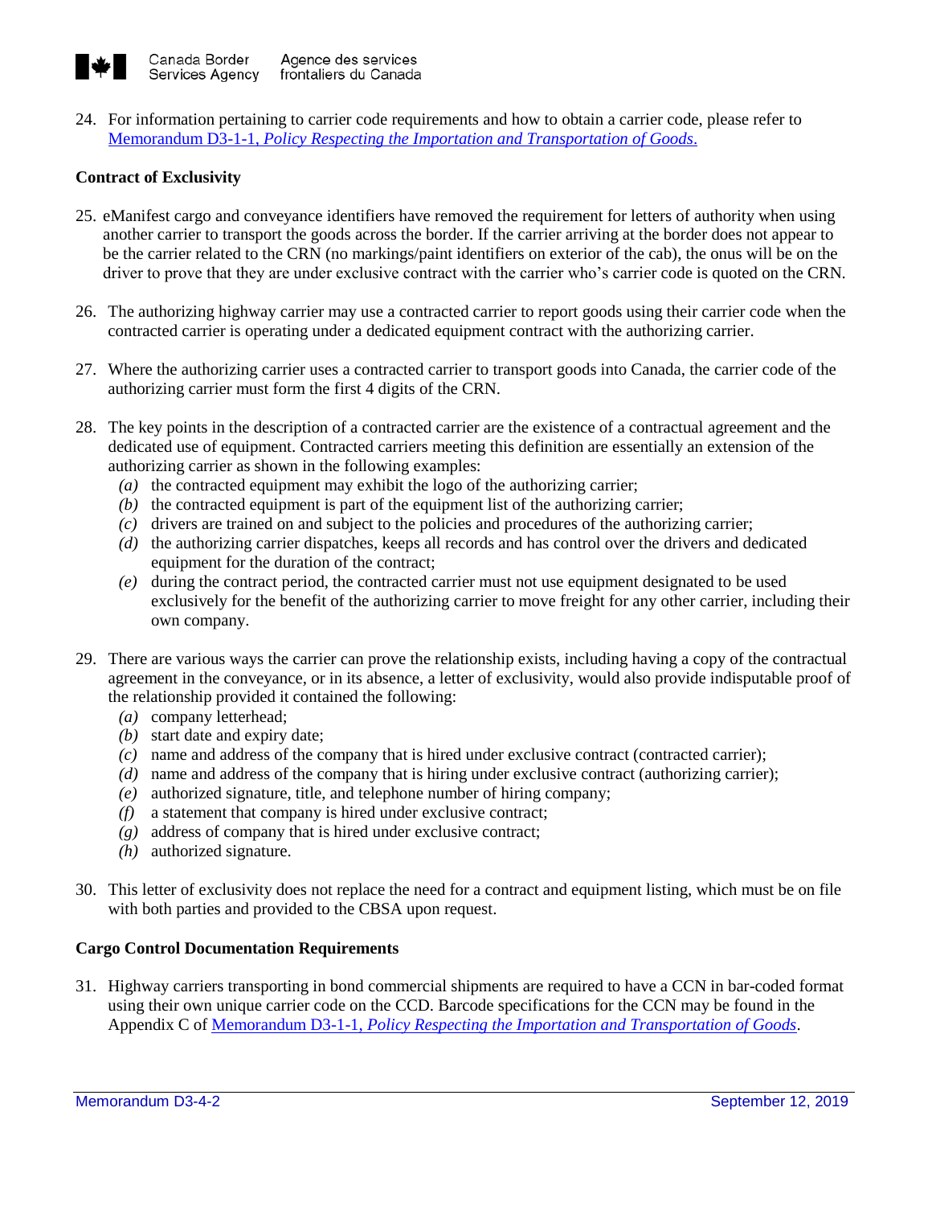24. For information pertaining to carrier code requirements and how to obtain a carrier code, please refer to Memorandum D3-1-1, *Policy Respecting the Importation and Transportation of Goods*.

**Contract of Exclusivity**

25. eManifest cargo and conveyance identifiers have removed the requirement for letters of authority when using another carrier to transport the goods across the border. If the carrier arriving at the border does not appear to be the carrier related to the CRN (no markings/paint identifiers on exterior of the cab), the onus will be on the driver to prove that they are under exclusive contract with the carrier who's carrier code is quoted on the CRN.

26. The authorizing highway carrier may use a contracted carrier to report goods using their carrier code when the contracted carrier is operating under a dedicated equipment contract with the authorizing carrier.

27. Where the authorizing carrier uses a contracted carrier to transport goods into Canada, the carrier code of the authorizing carrier must form the first 4 digits of the CRN.

28. The key points in the description of a contracted carrier are the existence of a contractual agreement and the dedicated use of equipment. Contracted carriers meeting this definition are essentially an extension of the authorizing carrier as shown in the following examples:
    *(a)* the contracted equipment may exhibit the logo of the authorizing carrier;
    *(b)* the contracted equipment is part of the equipment list of the authorizing carrier;
    *(c)* drivers are trained on and subject to the policies and procedures of the authorizing carrier;
    *(d)* the authorizing carrier dispatches, keeps all records and has control over the drivers and dedicated equipment for the duration of the contract;
    *(e)* during the contract period, the contracted carrier must not use equipment designated to be used exclusively for the benefit of the authorizing carrier to move freight for any other carrier, including their own company.

29. There are various ways the carrier can prove the relationship exists, including having a copy of the contractual agreement in the conveyance, or in its absence, a letter of exclusivity, would also provide indisputable proof of the relationship provided it contained the following:
    *(a)* company letterhead;
    *(b)* start date and expiry date;
    *(c)* name and address of the company that is hired under exclusive contract (contracted carrier);
    *(d)* name and address of the company that is hiring under exclusive contract (authorizing carrier);
    *(e)* authorized signature, title, and telephone number of hiring company;
    *(f)* a statement that company is hired under exclusive contract;
    *(g)* address of company that is hired under exclusive contract;
    *(h)* authorized signature.

30. This letter of exclusivity does not replace the need for a contract and equipment listing, which must be on file with both parties and provided to the CBSA upon request.

**Cargo Control Documentation Requirements**

31. Highway carriers transporting in bond commercial shipments are required to have a CCN in bar-coded format using their own unique carrier code on the CCD. Barcode specifications for the CCN may be found in the Appendix C of Memorandum D3-1-1, *Policy Respecting the Importation and Transportation of Goods*.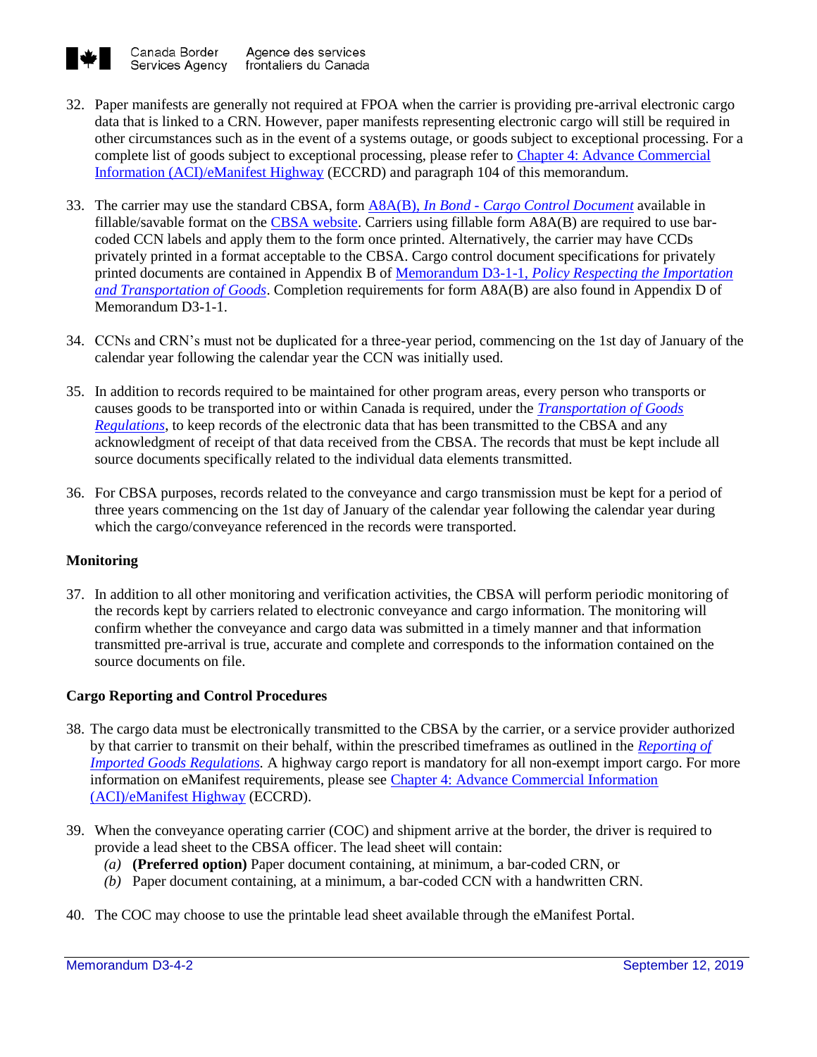32. Paper manifests are generally not required at FPOA when the carrier is providing pre-arrival electronic cargo data that is linked to a CRN. However, paper manifests representing electronic cargo will still be required in other circumstances such as in the event of a systems outage, or goods subject to exceptional processing. For a complete list of goods subject to exceptional processing, please refer to Chapter 4: Advance Commercial Information (ACI)/eManifest Highway (ECCRD) and paragraph 104 of this memorandum.

33. The carrier may use the standard CBSA, form A8A(B), *In Bond - Cargo Control Document* available in fillable/savable format on the CBSA website. Carriers using fillable form A8A(B) are required to use bar-coded CCN labels and apply them to the form once printed. Alternatively, the carrier may have CCDs privately printed in a format acceptable to the CBSA. Cargo control document specifications for privately printed documents are contained in Appendix B of Memorandum D3-1-1, *Policy Respecting the Importation and Transportation of Goods*. Completion requirements for form A8A(B) are also found in Appendix D of Memorandum D3-1-1.

34. CCNs and CRN's must not be duplicated for a three-year period, commencing on the 1st day of January of the calendar year following the calendar year the CCN was initially used.

35. In addition to records required to be maintained for other program areas, every person who transports or causes goods to be transported into or within Canada is required, under the *Transportation of Goods Regulations*, to keep records of the electronic data that has been transmitted to the CBSA and any acknowledgment of receipt of that data received from the CBSA. The records that must be kept include all source documents specifically related to the individual data elements transmitted.

36. For CBSA purposes, records related to the conveyance and cargo transmission must be kept for a period of three years commencing on the 1st day of January of the calendar year following the calendar year during which the cargo/conveyance referenced in the records were transported.

**Monitoring**

37. In addition to all other monitoring and verification activities, the CBSA will perform periodic monitoring of the records kept by carriers related to electronic conveyance and cargo information. The monitoring will confirm whether the conveyance and cargo data was submitted in a timely manner and that information transmitted pre-arrival is true, accurate and complete and corresponds to the information contained on the source documents on file.

**Cargo Reporting and Control Procedures**

38. The cargo data must be electronically transmitted to the CBSA by the carrier, or a service provider authorized by that carrier to transmit on their behalf, within the prescribed timeframes as outlined in the *Reporting of Imported Goods Regulations*. A highway cargo report is mandatory for all non-exempt import cargo. For more information on eManifest requirements, please see Chapter 4: Advance Commercial Information (ACI)/eManifest Highway (ECCRD).

39. When the conveyance operating carrier (COC) and shipment arrive at the border, the driver is required to provide a lead sheet to the CBSA officer. The lead sheet will contain:
    *(a)* **(Preferred option)** Paper document containing, at minimum, a bar-coded CRN, or
    *(b)* Paper document containing, at a minimum, a bar-coded CCN with a handwritten CRN.

40. The COC may choose to use the printable lead sheet available through the eManifest Portal.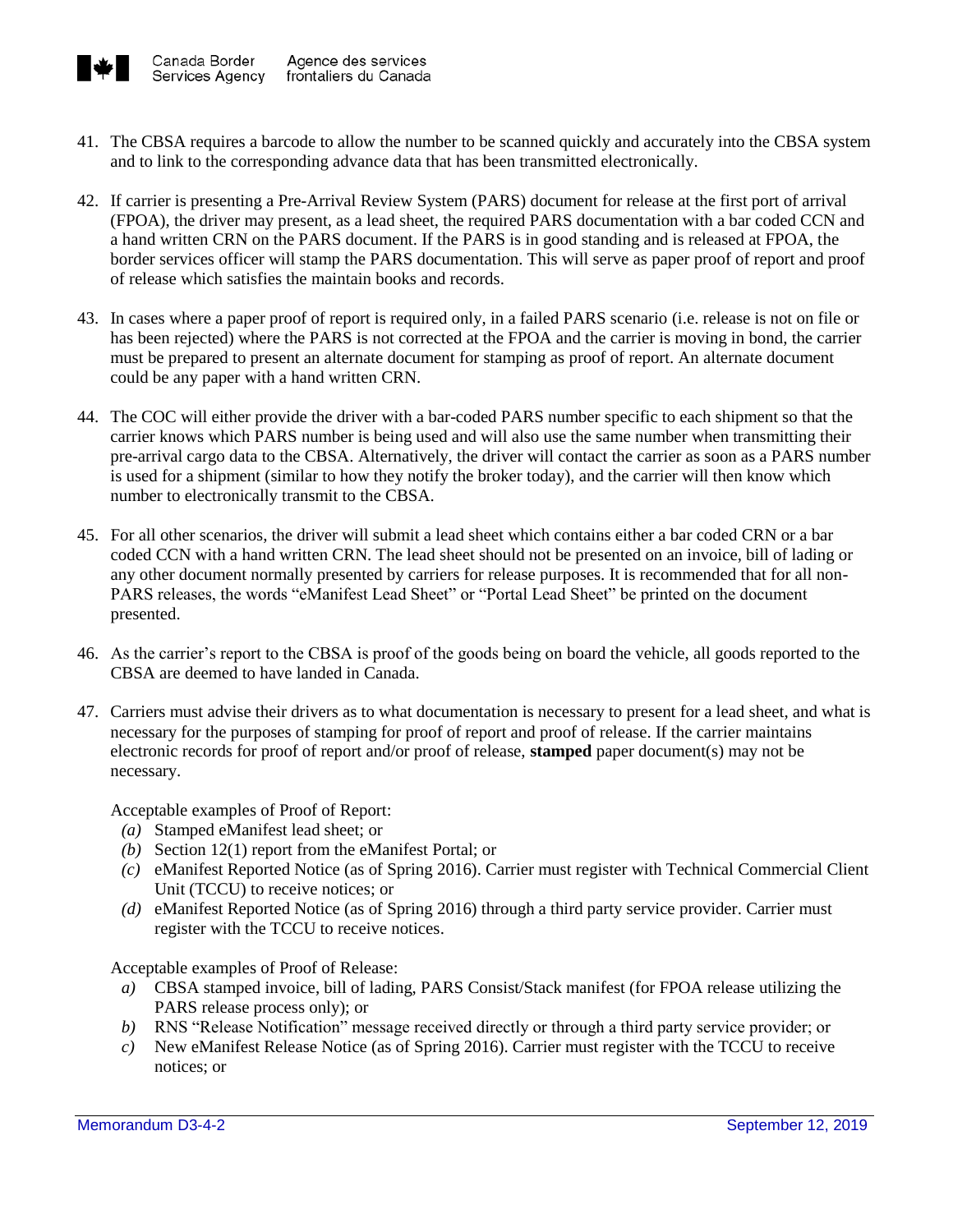41. The CBSA requires a barcode to allow the number to be scanned quickly and accurately into the CBSA system and to link to the corresponding advance data that has been transmitted electronically.

42. If carrier is presenting a Pre-Arrival Review System (PARS) document for release at the first port of arrival (FPOA), the driver may present, as a lead sheet, the required PARS documentation with a bar coded CCN and a hand written CRN on the PARS document. If the PARS is in good standing and is released at FPOA, the border services officer will stamp the PARS documentation. This will serve as paper proof of report and proof of release which satisfies the maintain books and records.

43. In cases where a paper proof of report is required only, in a failed PARS scenario (i.e. release is not on file or has been rejected) where the PARS is not corrected at the FPOA and the carrier is moving in bond, the carrier must be prepared to present an alternate document for stamping as proof of report. An alternate document could be any paper with a hand written CRN.

44. The COC will either provide the driver with a bar-coded PARS number specific to each shipment so that the carrier knows which PARS number is being used and will also use the same number when transmitting their pre-arrival cargo data to the CBSA. Alternatively, the driver will contact the carrier as soon as a PARS number is used for a shipment (similar to how they notify the broker today), and the carrier will then know which number to electronically transmit to the CBSA.

45. For all other scenarios, the driver will submit a lead sheet which contains either a bar coded CRN or a bar coded CCN with a hand written CRN. The lead sheet should not be presented on an invoice, bill of lading or any other document normally presented by carriers for release purposes. It is recommended that for all non-PARS releases, the words "eManifest Lead Sheet" or "Portal Lead Sheet" be printed on the document presented.

46. As the carrier's report to the CBSA is proof of the goods being on board the vehicle, all goods reported to the CBSA are deemed to have landed in Canada.

47. Carriers must advise their drivers as to what documentation is necessary to present for a lead sheet, and what is necessary for the purposes of stamping for proof of report and proof of release. If the carrier maintains electronic records for proof of report and/or proof of release, **stamped** paper document(s) may not be necessary.

    Acceptable examples of Proof of Report:

    *(a)* Stamped eManifest lead sheet; or
    *(b)* Section 12(1) report from the eManifest Portal; or
    *(c)* eManifest Reported Notice (as of Spring 2016). Carrier must register with Technical Commercial Client Unit (TCCU) to receive notices; or
    *(d)* eManifest Reported Notice (as of Spring 2016) through a third party service provider. Carrier must register with the TCCU to receive notices.

    Acceptable examples of Proof of Release:

    *a)* CBSA stamped invoice, bill of lading, PARS Consist/Stack manifest (for FPOA release utilizing the PARS release process only); or
    *b)* RNS "Release Notification" message received directly or through a third party service provider; or
    *c)* New eManifest Release Notice (as of Spring 2016). Carrier must register with the TCCU to receive notices; or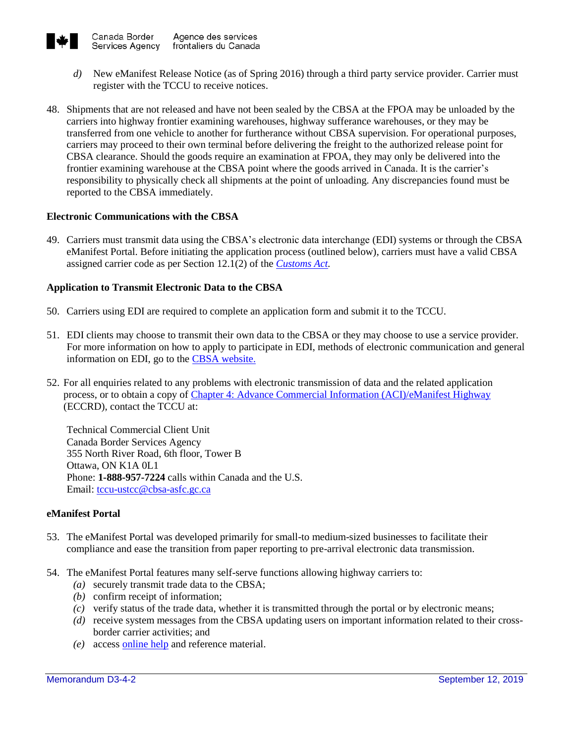*d)* New eManifest Release Notice (as of Spring 2016) through a third party service provider. Carrier must register with the TCCU to receive notices.

48. Shipments that are not released and have not been sealed by the CBSA at the FPOA may be unloaded by the carriers into highway frontier examining warehouses, highway sufferance warehouses, or they may be transferred from one vehicle to another for furtherance without CBSA supervision. For operational purposes, carriers may proceed to their own terminal before delivering the freight to the authorized release point for CBSA clearance. Should the goods require an examination at FPOA, they may only be delivered into the frontier examining warehouse at the CBSA point where the goods arrived in Canada. It is the carrier's responsibility to physically check all shipments at the point of unloading. Any discrepancies found must be reported to the CBSA immediately.

**Electronic Communications with the CBSA**

49. Carriers must transmit data using the CBSA's electronic data interchange (EDI) systems or through the CBSA eManifest Portal. Before initiating the application process (outlined below), carriers must have a valid CBSA assigned carrier code as per Section 12.1(2) of the *Customs Act*.

**Application to Transmit Electronic Data to the CBSA**

50. Carriers using EDI are required to complete an application form and submit it to the TCCU.

51. EDI clients may choose to transmit their own data to the CBSA or they may choose to use a service provider. For more information on how to apply to participate in EDI, methods of electronic communication and general information on EDI, go to the CBSA website.

52. For all enquiries related to any problems with electronic transmission of data and the related application process, or to obtain a copy of Chapter 4: Advance Commercial Information (ACI)/eManifest Highway (ECCRD), contact the TCCU at:

Technical Commercial Client Unit
Canada Border Services Agency
355 North River Road, 6th floor, Tower B
Ottawa, ON K1A 0L1
Phone: **1-888-957-7224** calls within Canada and the U.S.
Email: tccu-ustcc@cbsa-asfc.gc.ca

**eManifest Portal**

53. The eManifest Portal was developed primarily for small-to medium-sized businesses to facilitate their compliance and ease the transition from paper reporting to pre-arrival electronic data transmission.

54. The eManifest Portal features many self-serve functions allowing highway carriers to:
   *(a)* securely transmit trade data to the CBSA;
   *(b)* confirm receipt of information;
   *(c)* verify status of the trade data, whether it is transmitted through the portal or by electronic means;
   *(d)* receive system messages from the CBSA updating users on important information related to their cross-border carrier activities; and
   *(e)* access online help and reference material.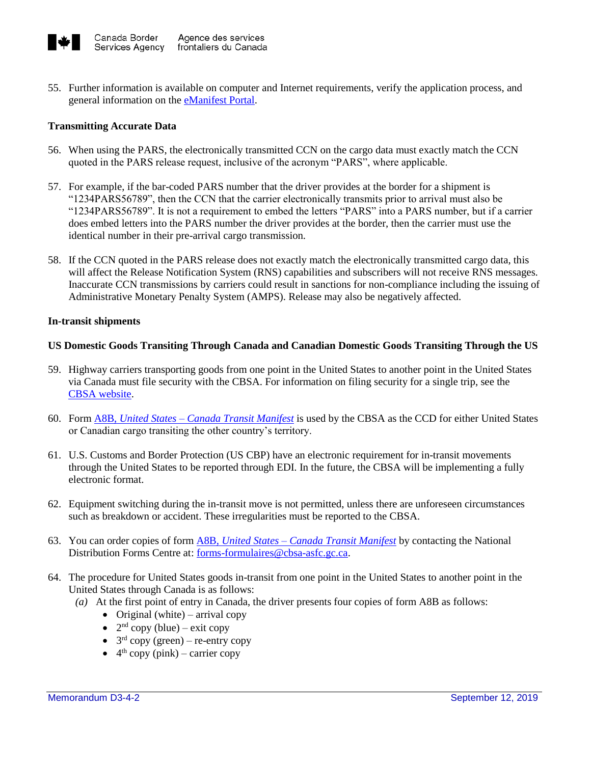55. Further information is available on computer and Internet requirements, verify the application process, and general information on the eManifest Portal.

**Transmitting Accurate Data**

56. When using the PARS, the electronically transmitted CCN on the cargo data must exactly match the CCN quoted in the PARS release request, inclusive of the acronym "PARS", where applicable.

57. For example, if the bar-coded PARS number that the driver provides at the border for a shipment is "1234PARS56789", then the CCN that the carrier electronically transmits prior to arrival must also be "1234PARS56789". It is not a requirement to embed the letters "PARS" into a PARS number, but if a carrier does embed letters into the PARS number the driver provides at the border, then the carrier must use the identical number in their pre-arrival cargo transmission.

58. If the CCN quoted in the PARS release does not exactly match the electronically transmitted cargo data, this will affect the Release Notification System (RNS) capabilities and subscribers will not receive RNS messages. Inaccurate CCN transmissions by carriers could result in sanctions for non-compliance including the issuing of Administrative Monetary Penalty System (AMPS). Release may also be negatively affected.

**In-transit shipments**

**US Domestic Goods Transiting Through Canada and Canadian Domestic Goods Transiting Through the US**

59. Highway carriers transporting goods from one point in the United States to another point in the United States via Canada must file security with the CBSA. For information on filing security for a single trip, see the CBSA website.

60. Form A8B, *United States – Canada Transit Manifest* is used by the CBSA as the CCD for either United States or Canadian cargo transiting the other country's territory.

61. U.S. Customs and Border Protection (US CBP) have an electronic requirement for in-transit movements through the United States to be reported through EDI. In the future, the CBSA will be implementing a fully electronic format.

62. Equipment switching during the in-transit move is not permitted, unless there are unforeseen circumstances such as breakdown or accident. These irregularities must be reported to the CBSA.

63. You can order copies of form A8B, *United States – Canada Transit Manifest* by contacting the National Distribution Forms Centre at: forms-formulaires@cbsa-asfc.gc.ca.

64. The procedure for United States goods in-transit from one point in the United States to another point in the United States through Canada is as follows:
    *(a)* At the first point of entry in Canada, the driver presents four copies of form A8B as follows:
    - Original (white) – arrival copy
    - 2nd copy (blue) – exit copy
    - 3rd copy (green) – re-entry copy
    - 4th copy (pink) – carrier copy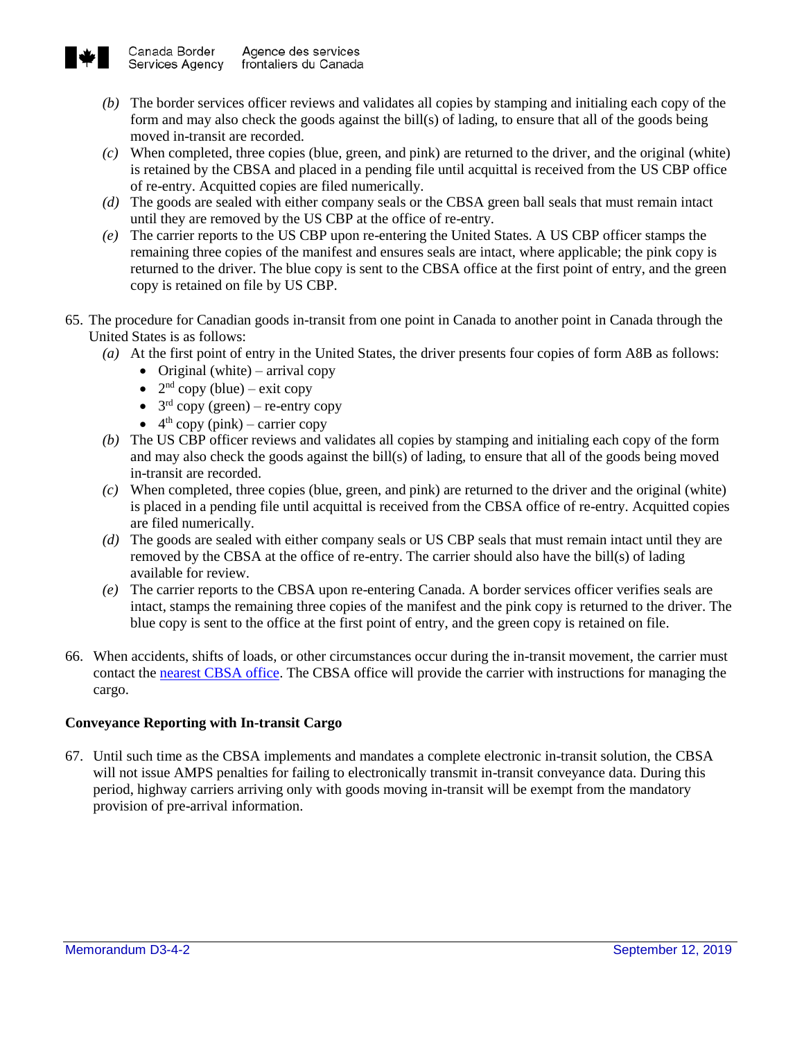*(b)* The border services officer reviews and validates all copies by stamping and initialing each copy of the form and may also check the goods against the bill(s) of lading, to ensure that all of the goods being moved in-transit are recorded.

*(c)* When completed, three copies (blue, green, and pink) are returned to the driver, and the original (white) is retained by the CBSA and placed in a pending file until acquittal is received from the US CBP office of re-entry. Acquitted copies are filed numerically.

*(d)* The goods are sealed with either company seals or the CBSA green ball seals that must remain intact until they are removed by the US CBP at the office of re-entry.

*(e)* The carrier reports to the US CBP upon re-entering the United States. A US CBP officer stamps the remaining three copies of the manifest and ensures seals are intact, where applicable; the pink copy is returned to the driver. The blue copy is sent to the CBSA office at the first point of entry, and the green copy is retained on file by US CBP.

65. The procedure for Canadian goods in-transit from one point in Canada to another point in Canada through the United States is as follows:

*(a)* At the first point of entry in the United States, the driver presents four copies of form A8B as follows:

- Original (white) – arrival copy
- 2nd copy (blue) – exit copy
- 3rd copy (green) – re-entry copy
- 4th copy (pink) – carrier copy

*(b)* The US CBP officer reviews and validates all copies by stamping and initialing each copy of the form and may also check the goods against the bill(s) of lading, to ensure that all of the goods being moved in-transit are recorded.

*(c)* When completed, three copies (blue, green, and pink) are returned to the driver and the original (white) is placed in a pending file until acquittal is received from the CBSA office of re-entry. Acquitted copies are filed numerically.

*(d)* The goods are sealed with either company seals or US CBP seals that must remain intact until they are removed by the CBSA at the office of re-entry. The carrier should also have the bill(s) of lading available for review.

*(e)* The carrier reports to the CBSA upon re-entering Canada. A border services officer verifies seals are intact, stamps the remaining three copies of the manifest and the pink copy is returned to the driver. The blue copy is sent to the office at the first point of entry, and the green copy is retained on file.

66. When accidents, shifts of loads, or other circumstances occur during the in-transit movement, the carrier must contact the nearest CBSA office. The CBSA office will provide the carrier with instructions for managing the cargo.

**Conveyance Reporting with In-transit Cargo**

67. Until such time as the CBSA implements and mandates a complete electronic in-transit solution, the CBSA will not issue AMPS penalties for failing to electronically transmit in-transit conveyance data. During this period, highway carriers arriving only with goods moving in-transit will be exempt from the mandatory provision of pre-arrival information.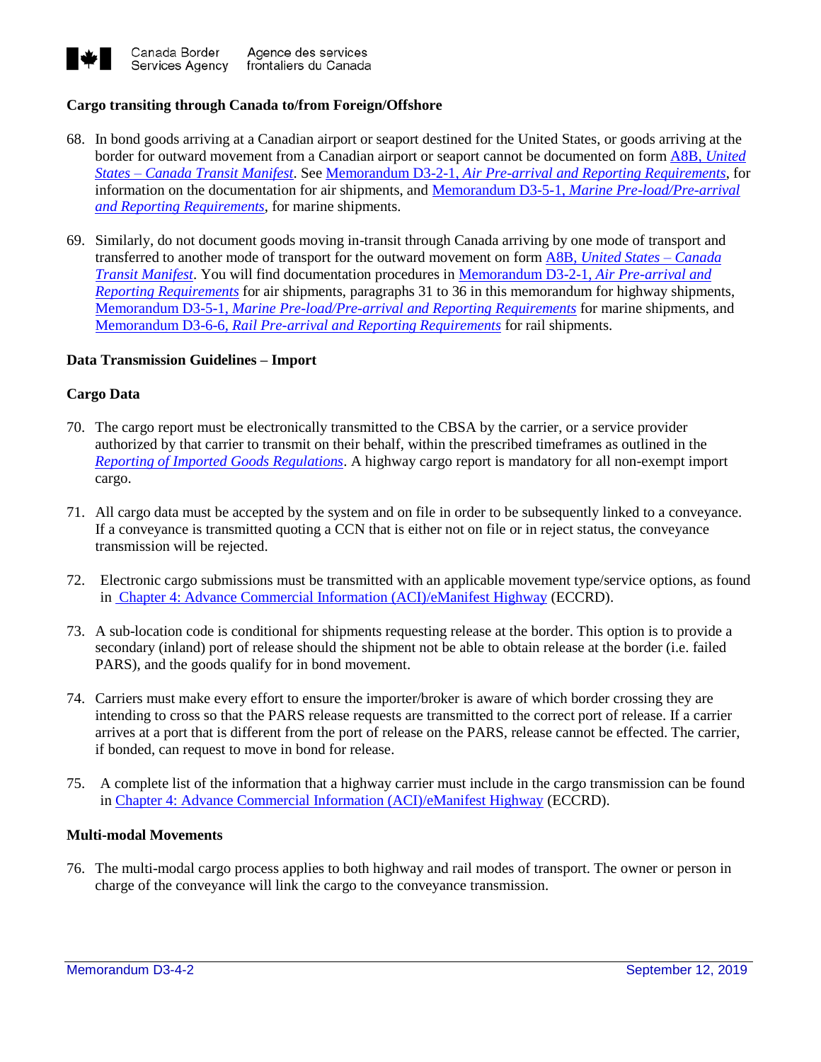### Cargo transiting through Canada to/from Foreign/Offshore

68. In bond goods arriving at a Canadian airport or seaport destined for the United States, or goods arriving at the border for outward movement from a Canadian airport or seaport cannot be documented on form A8B, *United States – Canada Transit Manifest*. See Memorandum D3-2-1, *Air Pre-arrival and Reporting Requirements*, for information on the documentation for air shipments, and Memorandum D3-5-1, *Marine Pre-load/Pre-arrival and Reporting Requirements*, for marine shipments.

69. Similarly, do not document goods moving in-transit through Canada arriving by one mode of transport and transferred to another mode of transport for the outward movement on form A8B, *United States – Canada Transit Manifest*. You will find documentation procedures in Memorandum D3-2-1, *Air Pre-arrival and Reporting Requirements* for air shipments, paragraphs 31 to 36 in this memorandum for highway shipments, Memorandum D3-5-1, *Marine Pre-load/Pre-arrival and Reporting Requirements* for marine shipments, and Memorandum D3-6-6, *Rail Pre-arrival and Reporting Requirements* for rail shipments.

### Data Transmission Guidelines – Import

### Cargo Data

70. The cargo report must be electronically transmitted to the CBSA by the carrier, or a service provider authorized by that carrier to transmit on their behalf, within the prescribed timeframes as outlined in the *Reporting of Imported Goods Regulations*. A highway cargo report is mandatory for all non-exempt import cargo.

71. All cargo data must be accepted by the system and on file in order to be subsequently linked to a conveyance. If a conveyance is transmitted quoting a CCN that is either not on file or in reject status, the conveyance transmission will be rejected.

72. Electronic cargo submissions must be transmitted with an applicable movement type/service options, as found in Chapter 4: Advance Commercial Information (ACI)/eManifest Highway (ECCRD).

73. A sub-location code is conditional for shipments requesting release at the border. This option is to provide a secondary (inland) port of release should the shipment not be able to obtain release at the border (i.e. failed PARS), and the goods qualify for in bond movement.

74. Carriers must make every effort to ensure the importer/broker is aware of which border crossing they are intending to cross so that the PARS release requests are transmitted to the correct port of release. If a carrier arrives at a port that is different from the port of release on the PARS, release cannot be effected. The carrier, if bonded, can request to move in bond for release.

75. A complete list of the information that a highway carrier must include in the cargo transmission can be found in Chapter 4: Advance Commercial Information (ACI)/eManifest Highway (ECCRD).

### Multi-modal Movements

76. The multi-modal cargo process applies to both highway and rail modes of transport. The owner or person in charge of the conveyance will link the cargo to the conveyance transmission.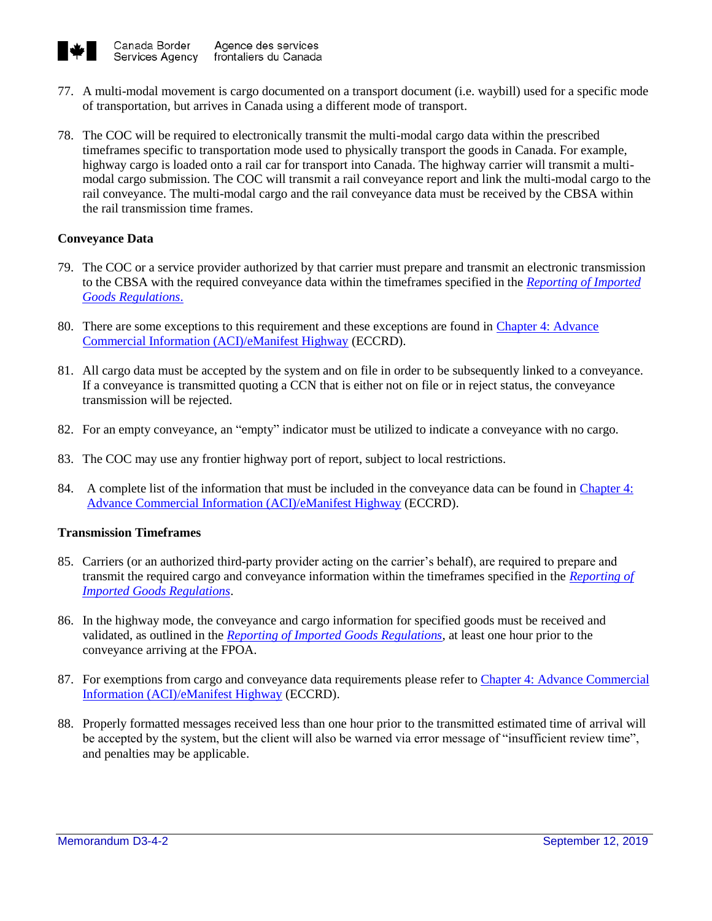77. A multi-modal movement is cargo documented on a transport document (i.e. waybill) used for a specific mode of transportation, but arrives in Canada using a different mode of transport.

78. The COC will be required to electronically transmit the multi-modal cargo data within the prescribed timeframes specific to transportation mode used to physically transport the goods in Canada. For example, highway cargo is loaded onto a rail car for transport into Canada. The highway carrier will transmit a multi-modal cargo submission. The COC will transmit a rail conveyance report and link the multi-modal cargo to the rail conveyance. The multi-modal cargo and the rail conveyance data must be received by the CBSA within the rail transmission time frames.

**Conveyance Data**

79. The COC or a service provider authorized by that carrier must prepare and transmit an electronic transmission to the CBSA with the required conveyance data within the timeframes specified in the *Reporting of Imported Goods Regulations*.

80. There are some exceptions to this requirement and these exceptions are found in Chapter 4: Advance Commercial Information (ACI)/eManifest Highway (ECCRD).

81. All cargo data must be accepted by the system and on file in order to be subsequently linked to a conveyance. If a conveyance is transmitted quoting a CCN that is either not on file or in reject status, the conveyance transmission will be rejected.

82. For an empty conveyance, an "empty" indicator must be utilized to indicate a conveyance with no cargo.

83. The COC may use any frontier highway port of report, subject to local restrictions.

84. A complete list of the information that must be included in the conveyance data can be found in Chapter 4: Advance Commercial Information (ACI)/eManifest Highway (ECCRD).

**Transmission Timeframes**

85. Carriers (or an authorized third-party provider acting on the carrier's behalf), are required to prepare and transmit the required cargo and conveyance information within the timeframes specified in the *Reporting of Imported Goods Regulations*.

86. In the highway mode, the conveyance and cargo information for specified goods must be received and validated, as outlined in the *Reporting of Imported Goods Regulations*, at least one hour prior to the conveyance arriving at the FPOA.

87. For exemptions from cargo and conveyance data requirements please refer to Chapter 4: Advance Commercial Information (ACI)/eManifest Highway (ECCRD).

88. Properly formatted messages received less than one hour prior to the transmitted estimated time of arrival will be accepted by the system, but the client will also be warned via error message of "insufficient review time", and penalties may be applicable.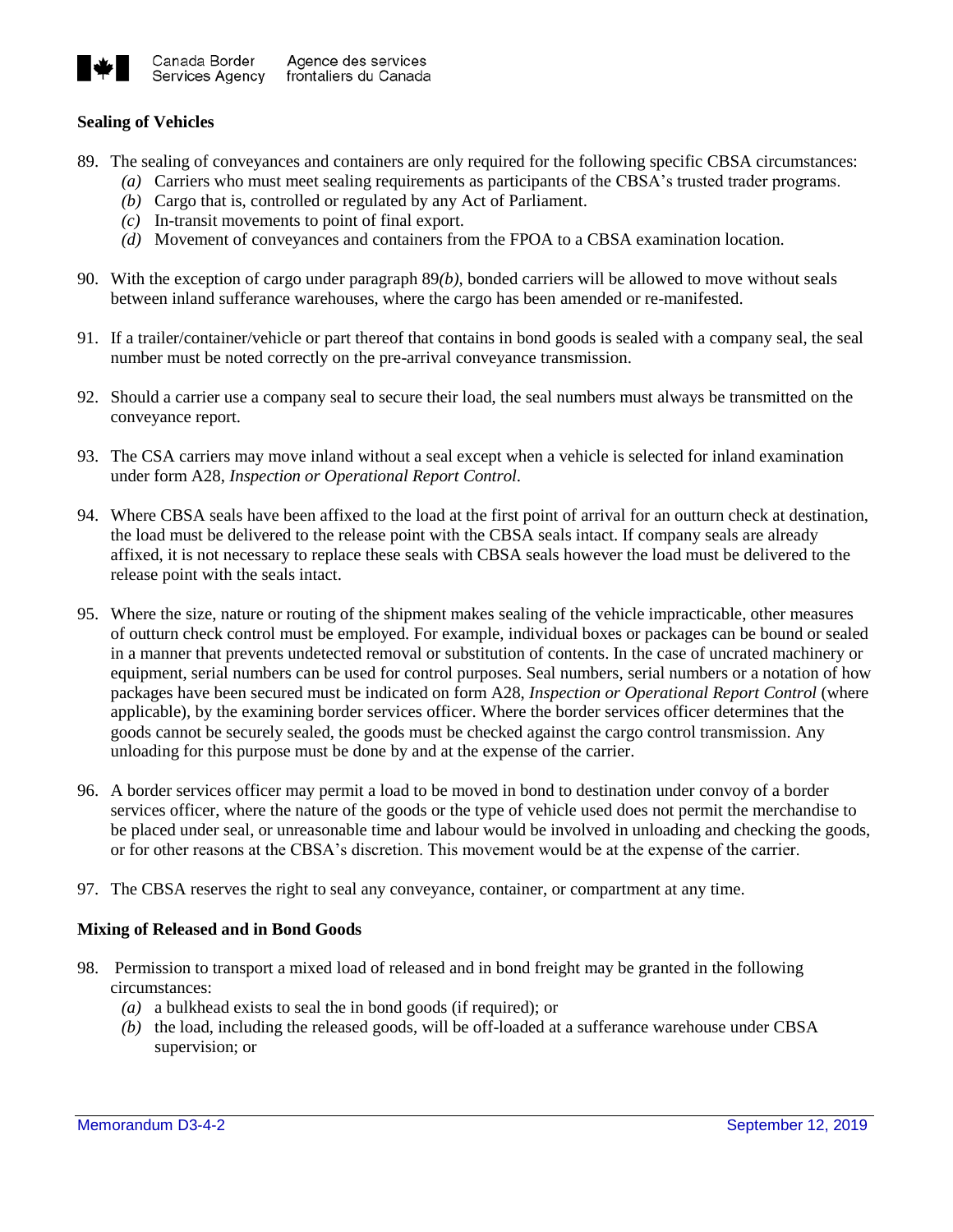**Sealing of Vehicles**

89. The sealing of conveyances and containers are only required for the following specific CBSA circumstances:
    - *(a)* Carriers who must meet sealing requirements as participants of the CBSA's trusted trader programs.
    - *(b)* Cargo that is, controlled or regulated by any Act of Parliament.
    - *(c)* In-transit movements to point of final export.
    - *(d)* Movement of conveyances and containers from the FPOA to a CBSA examination location.

90. With the exception of cargo under paragraph 89*(b)*, bonded carriers will be allowed to move without seals between inland sufferance warehouses, where the cargo has been amended or re-manifested.

91. If a trailer/container/vehicle or part thereof that contains in bond goods is sealed with a company seal, the seal number must be noted correctly on the pre-arrival conveyance transmission.

92. Should a carrier use a company seal to secure their load, the seal numbers must always be transmitted on the conveyance report.

93. The CSA carriers may move inland without a seal except when a vehicle is selected for inland examination under form A28, *Inspection or Operational Report Control*.

94. Where CBSA seals have been affixed to the load at the first point of arrival for an outturn check at destination, the load must be delivered to the release point with the CBSA seals intact. If company seals are already affixed, it is not necessary to replace these seals with CBSA seals however the load must be delivered to the release point with the seals intact.

95. Where the size, nature or routing of the shipment makes sealing of the vehicle impracticable, other measures of outturn check control must be employed. For example, individual boxes or packages can be bound or sealed in a manner that prevents undetected removal or substitution of contents. In the case of uncrated machinery or equipment, serial numbers can be used for control purposes. Seal numbers, serial numbers or a notation of how packages have been secured must be indicated on form A28, *Inspection or Operational Report Control* (where applicable), by the examining border services officer. Where the border services officer determines that the goods cannot be securely sealed, the goods must be checked against the cargo control transmission. Any unloading for this purpose must be done by and at the expense of the carrier.

96. A border services officer may permit a load to be moved in bond to destination under convoy of a border services officer, where the nature of the goods or the type of vehicle used does not permit the merchandise to be placed under seal, or unreasonable time and labour would be involved in unloading and checking the goods, or for other reasons at the CBSA's discretion. This movement would be at the expense of the carrier.

97. The CBSA reserves the right to seal any conveyance, container, or compartment at any time.

**Mixing of Released and in Bond Goods**

98. Permission to transport a mixed load of released and in bond freight may be granted in the following circumstances:
    - *(a)* a bulkhead exists to seal the in bond goods (if required); or
    - *(b)* the load, including the released goods, will be off-loaded at a sufferance warehouse under CBSA supervision; or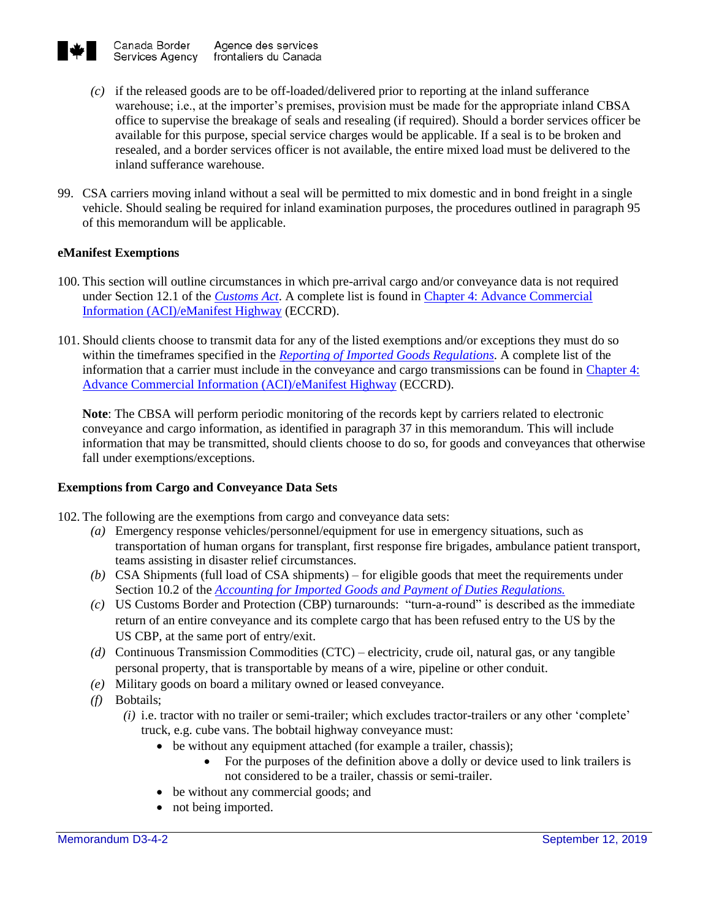(c) if the released goods are to be off-loaded/delivered prior to reporting at the inland sufferance warehouse; i.e., at the importer's premises, provision must be made for the appropriate inland CBSA office to supervise the breakage of seals and resealing (if required). Should a border services officer be available for this purpose, special service charges would be applicable. If a seal is to be broken and resealed, and a border services officer is not available, the entire mixed load must be delivered to the inland sufferance warehouse.

99. CSA carriers moving inland without a seal will be permitted to mix domestic and in bond freight in a single vehicle. Should sealing be required for inland examination purposes, the procedures outlined in paragraph 95 of this memorandum will be applicable.

**eManifest Exemptions**

100. This section will outline circumstances in which pre-arrival cargo and/or conveyance data is not required under Section 12.1 of the *Customs Act*. A complete list is found in Chapter 4: Advance Commercial Information (ACI)/eManifest Highway (ECCRD).

101. Should clients choose to transmit data for any of the listed exemptions and/or exceptions they must do so within the timeframes specified in the *Reporting of Imported Goods Regulations*. A complete list of the information that a carrier must include in the conveyance and cargo transmissions can be found in Chapter 4: Advance Commercial Information (ACI)/eManifest Highway (ECCRD).

**Note**: The CBSA will perform periodic monitoring of the records kept by carriers related to electronic conveyance and cargo information, as identified in paragraph 37 in this memorandum. This will include information that may be transmitted, should clients choose to do so, for goods and conveyances that otherwise fall under exemptions/exceptions.

**Exemptions from Cargo and Conveyance Data Sets**

102. The following are the exemptions from cargo and conveyance data sets:

(a) Emergency response vehicles/personnel/equipment for use in emergency situations, such as transportation of human organs for transplant, first response fire brigades, ambulance patient transport, teams assisting in disaster relief circumstances.

(b) CSA Shipments (full load of CSA shipments) – for eligible goods that meet the requirements under Section 10.2 of the *Accounting for Imported Goods and Payment of Duties Regulations.*

(c) US Customs Border and Protection (CBP) turnarounds: "turn-a-round" is described as the immediate return of an entire conveyance and its complete cargo that has been refused entry to the US by the US CBP, at the same port of entry/exit.

(d) Continuous Transmission Commodities (CTC) – electricity, crude oil, natural gas, or any tangible personal property, that is transportable by means of a wire, pipeline or other conduit.

(e) Military goods on board a military owned or leased conveyance.

(f) Bobtails;

(i) i.e. tractor with no trailer or semi-trailer; which excludes tractor-trailers or any other 'complete' truck, e.g. cube vans. The bobtail highway conveyance must:

- be without any equipment attached (for example a trailer, chassis);
    - For the purposes of the definition above a dolly or device used to link trailers is not considered to be a trailer, chassis or semi-trailer.
- be without any commercial goods; and
- not being imported.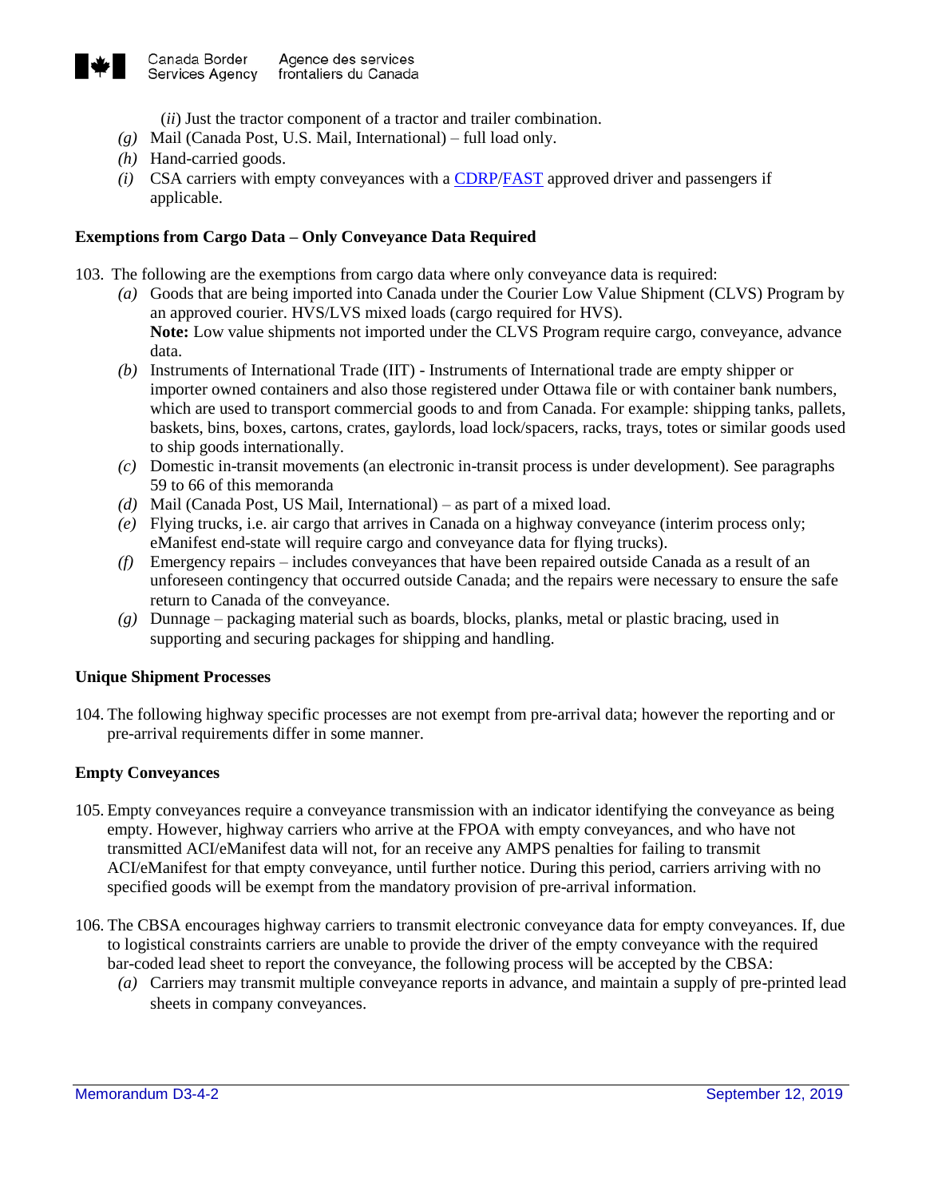(*ii*) Just the tractor component of a tractor and trailer combination.

*(g)* Mail (Canada Post, U.S. Mail, International) – full load only.

*(h)* Hand-carried goods.

*(i)* CSA carriers with empty conveyances with a CDRP/FAST approved driver and passengers if applicable.

**Exemptions from Cargo Data – Only Conveyance Data Required**

103. The following are the exemptions from cargo data where only conveyance data is required:

*(a)* Goods that are being imported into Canada under the Courier Low Value Shipment (CLVS) Program by an approved courier. HVS/LVS mixed loads (cargo required for HVS).
**Note:** Low value shipments not imported under the CLVS Program require cargo, conveyance, advance data.

*(b)* Instruments of International Trade (IIT) - Instruments of International trade are empty shipper or importer owned containers and also those registered under Ottawa file or with container bank numbers, which are used to transport commercial goods to and from Canada. For example: shipping tanks, pallets, baskets, bins, boxes, cartons, crates, gaylords, load lock/spacers, racks, trays, totes or similar goods used to ship goods internationally.

*(c)* Domestic in-transit movements (an electronic in-transit process is under development). See paragraphs 59 to 66 of this memoranda

*(d)* Mail (Canada Post, US Mail, International) – as part of a mixed load.

*(e)* Flying trucks, i.e. air cargo that arrives in Canada on a highway conveyance (interim process only; eManifest end-state will require cargo and conveyance data for flying trucks).

*(f)* Emergency repairs – includes conveyances that have been repaired outside Canada as a result of an unforeseen contingency that occurred outside Canada; and the repairs were necessary to ensure the safe return to Canada of the conveyance.

*(g)* Dunnage – packaging material such as boards, blocks, planks, metal or plastic bracing, used in supporting and securing packages for shipping and handling.

**Unique Shipment Processes**

104. The following highway specific processes are not exempt from pre-arrival data; however the reporting and or pre-arrival requirements differ in some manner.

**Empty Conveyances**

105. Empty conveyances require a conveyance transmission with an indicator identifying the conveyance as being empty. However, highway carriers who arrive at the FPOA with empty conveyances, and who have not transmitted ACI/eManifest data will not, for an receive any AMPS penalties for failing to transmit ACI/eManifest for that empty conveyance, until further notice. During this period, carriers arriving with no specified goods will be exempt from the mandatory provision of pre-arrival information.

106. The CBSA encourages highway carriers to transmit electronic conveyance data for empty conveyances. If, due to logistical constraints carriers are unable to provide the driver of the empty conveyance with the required bar-coded lead sheet to report the conveyance, the following process will be accepted by the CBSA:

*(a)* Carriers may transmit multiple conveyance reports in advance, and maintain a supply of pre-printed lead sheets in company conveyances.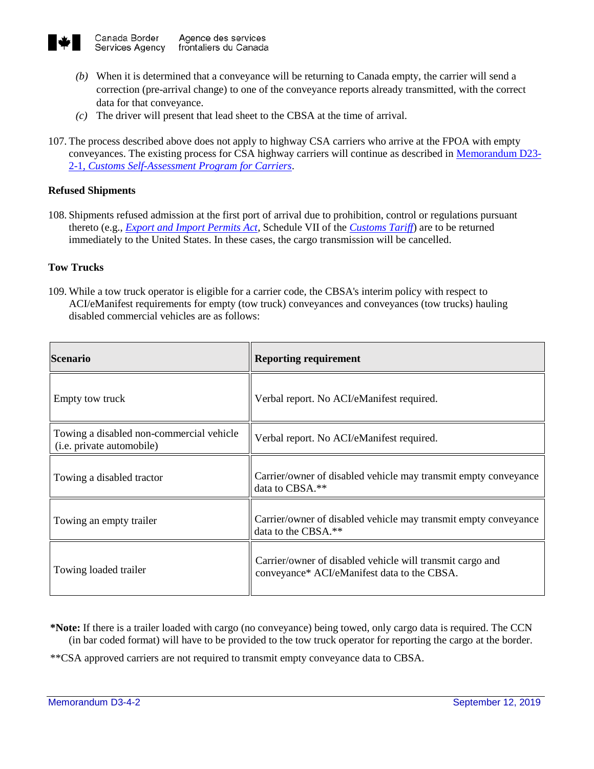(b) When it is determined that a conveyance will be returning to Canada empty, the carrier will send a correction (pre-arrival change) to one of the conveyance reports already transmitted, with the correct data for that conveyance.

(c) The driver will present that lead sheet to the CBSA at the time of arrival.

107. The process described above does not apply to highway CSA carriers who arrive at the FPOA with empty conveyances. The existing process for CSA highway carriers will continue as described in Memorandum D23-2-1, *Customs Self-Assessment Program for Carriers*.

**Refused Shipments**

108. Shipments refused admission at the first port of arrival due to prohibition, control or regulations pursuant thereto (e.g., *Export and Import Permits Act*, Schedule VII of the *Customs Tariff*) are to be returned immediately to the United States. In these cases, the cargo transmission will be cancelled.

**Tow Trucks**

109. While a tow truck operator is eligible for a carrier code, the CBSA's interim policy with respect to ACI/eManifest requirements for empty (tow truck) conveyances and conveyances (tow trucks) hauling disabled commercial vehicles are as follows:

| Scenario | Reporting requirement |
| --- | --- |
| Empty tow truck | Verbal report. No ACI/eManifest required. |
| Towing a disabled non-commercial vehicle (i.e. private automobile) | Verbal report. No ACI/eManifest required. |
| Towing a disabled tractor | Carrier/owner of disabled vehicle may transmit empty conveyance data to CBSA.** |
| Towing an empty trailer | Carrier/owner of disabled vehicle may transmit empty conveyance data to the CBSA.** |
| Towing loaded trailer | Carrier/owner of disabled vehicle will transmit cargo and conveyance* ACI/eManifest data to the CBSA. |

***Note:** If there is a trailer loaded with cargo (no conveyance) being towed, only cargo data is required. The CCN (in bar coded format) will have to be provided to the tow truck operator for reporting the cargo at the border.

**CSA approved carriers are not required to transmit empty conveyance data to CBSA.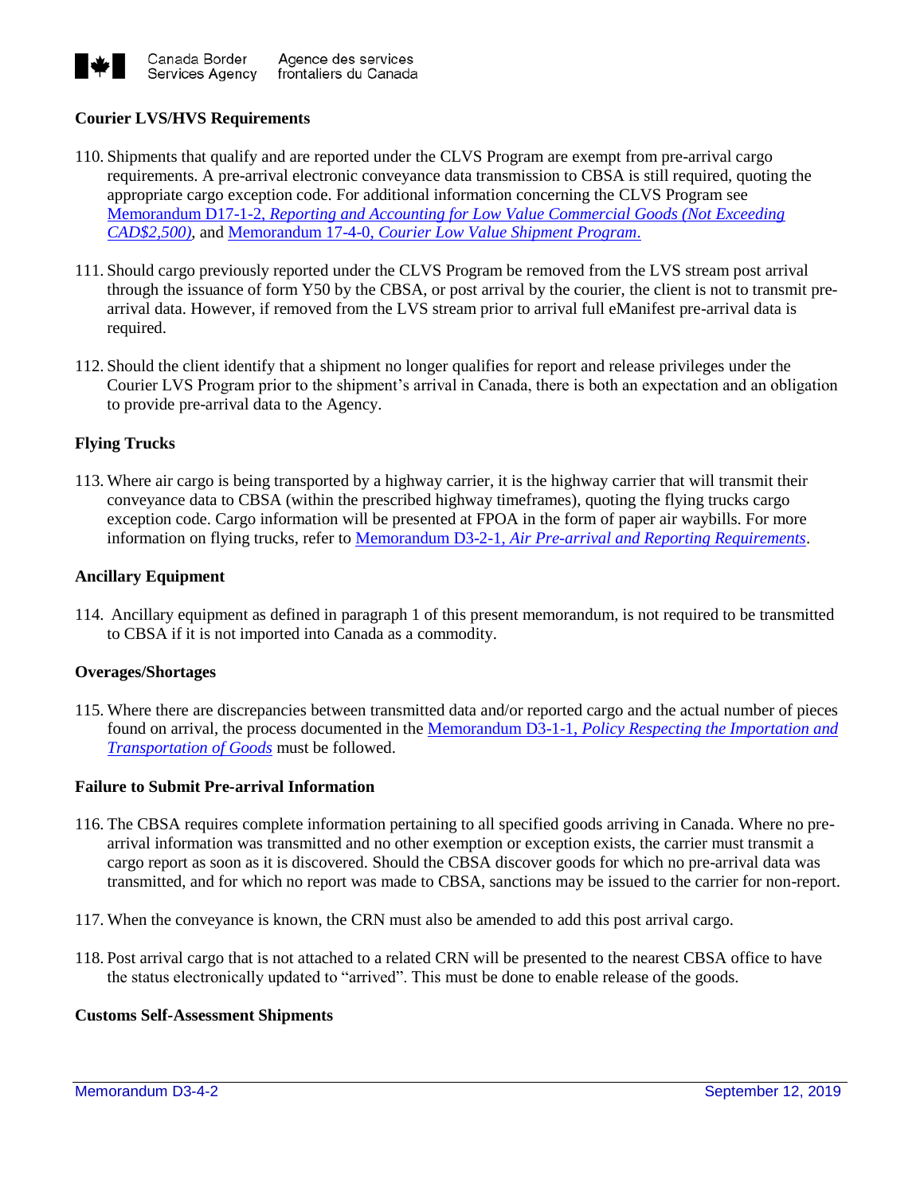**Courier LVS/HVS Requirements**

110. Shipments that qualify and are reported under the CLVS Program are exempt from pre-arrival cargo requirements. A pre-arrival electronic conveyance data transmission to CBSA is still required, quoting the appropriate cargo exception code. For additional information concerning the CLVS Program see Memorandum D17-1-2, *Reporting and Accounting for Low Value Commercial Goods (Not Exceeding CAD$2,500)*, and Memorandum 17-4-0, *Courier Low Value Shipment Program*.

111. Should cargo previously reported under the CLVS Program be removed from the LVS stream post arrival through the issuance of form Y50 by the CBSA, or post arrival by the courier, the client is not to transmit pre-arrival data. However, if removed from the LVS stream prior to arrival full eManifest pre-arrival data is required.

112. Should the client identify that a shipment no longer qualifies for report and release privileges under the Courier LVS Program prior to the shipment's arrival in Canada, there is both an expectation and an obligation to provide pre-arrival data to the Agency.

**Flying Trucks**

113. Where air cargo is being transported by a highway carrier, it is the highway carrier that will transmit their conveyance data to CBSA (within the prescribed highway timeframes), quoting the flying trucks cargo exception code. Cargo information will be presented at FPOA in the form of paper air waybills. For more information on flying trucks, refer to Memorandum D3-2-1, *Air Pre-arrival and Reporting Requirements*.

**Ancillary Equipment**

114. Ancillary equipment as defined in paragraph 1 of this present memorandum, is not required to be transmitted to CBSA if it is not imported into Canada as a commodity.

**Overages/Shortages**

115. Where there are discrepancies between transmitted data and/or reported cargo and the actual number of pieces found on arrival, the process documented in the Memorandum D3-1-1, *Policy Respecting the Importation and Transportation of Goods* must be followed.

**Failure to Submit Pre-arrival Information**

116. The CBSA requires complete information pertaining to all specified goods arriving in Canada. Where no pre-arrival information was transmitted and no other exemption or exception exists, the carrier must transmit a cargo report as soon as it is discovered. Should the CBSA discover goods for which no pre-arrival data was transmitted, and for which no report was made to CBSA, sanctions may be issued to the carrier for non-report.

117. When the conveyance is known, the CRN must also be amended to add this post arrival cargo.

118. Post arrival cargo that is not attached to a related CRN will be presented to the nearest CBSA office to have the status electronically updated to "arrived". This must be done to enable release of the goods.

**Customs Self-Assessment Shipments**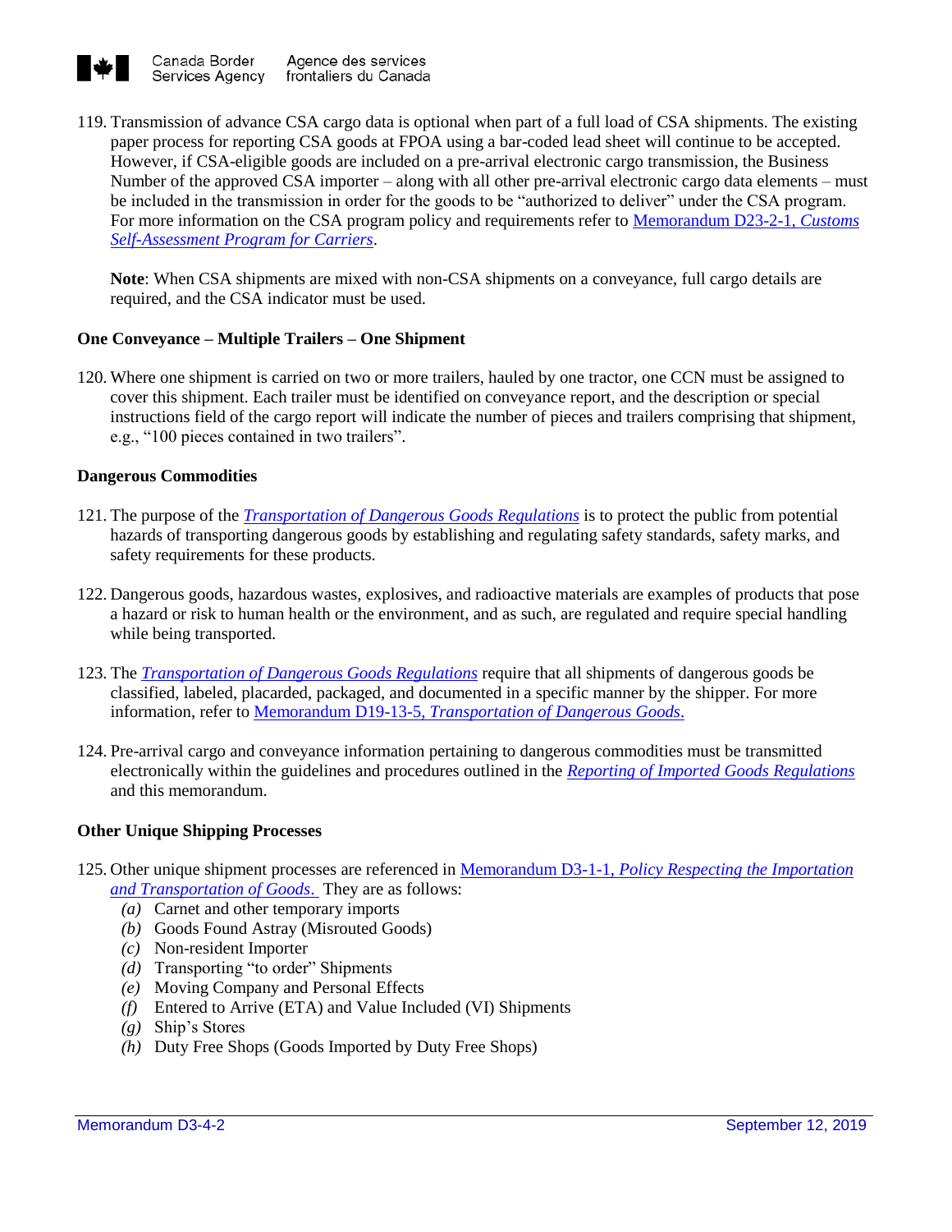119. Transmission of advance CSA cargo data is optional when part of a full load of CSA shipments. The existing paper process for reporting CSA goods at FPOA using a bar-coded lead sheet will continue to be accepted. However, if CSA-eligible goods are included on a pre-arrival electronic cargo transmission, the Business Number of the approved CSA importer – along with all other pre-arrival electronic cargo data elements – must be included in the transmission in order for the goods to be "authorized to deliver" under the CSA program. For more information on the CSA program policy and requirements refer to Memorandum D23-2-1, *Customs Self-Assessment Program for Carriers*.

    **Note**: When CSA shipments are mixed with non-CSA shipments on a conveyance, full cargo details are required, and the CSA indicator must be used.

**One Conveyance – Multiple Trailers – One Shipment**

120. Where one shipment is carried on two or more trailers, hauled by one tractor, one CCN must be assigned to cover this shipment. Each trailer must be identified on conveyance report, and the description or special instructions field of the cargo report will indicate the number of pieces and trailers comprising that shipment, e.g., "100 pieces contained in two trailers".

**Dangerous Commodities**

121. The purpose of the *Transportation of Dangerous Goods Regulations* is to protect the public from potential hazards of transporting dangerous goods by establishing and regulating safety standards, safety marks, and safety requirements for these products.

122. Dangerous goods, hazardous wastes, explosives, and radioactive materials are examples of products that pose a hazard or risk to human health or the environment, and as such, are regulated and require special handling while being transported.

123. The *Transportation of Dangerous Goods Regulations* require that all shipments of dangerous goods be classified, labeled, placarded, packaged, and documented in a specific manner by the shipper. For more information, refer to Memorandum D19-13-5, *Transportation of Dangerous Goods*.

124. Pre-arrival cargo and conveyance information pertaining to dangerous commodities must be transmitted electronically within the guidelines and procedures outlined in the *Reporting of Imported Goods Regulations* and this memorandum.

**Other Unique Shipping Processes**

125. Other unique shipment processes are referenced in Memorandum D3-1-1, *Policy Respecting the Importation and Transportation of Goods*. They are as follows:
    - *(a)* Carnet and other temporary imports
    - *(b)* Goods Found Astray (Misrouted Goods)
    - *(c)* Non-resident Importer
    - *(d)* Transporting "to order" Shipments
    - *(e)* Moving Company and Personal Effects
    - *(f)* Entered to Arrive (ETA) and Value Included (VI) Shipments
    - *(g)* Ship's Stores
    - *(h)* Duty Free Shops (Goods Imported by Duty Free Shops)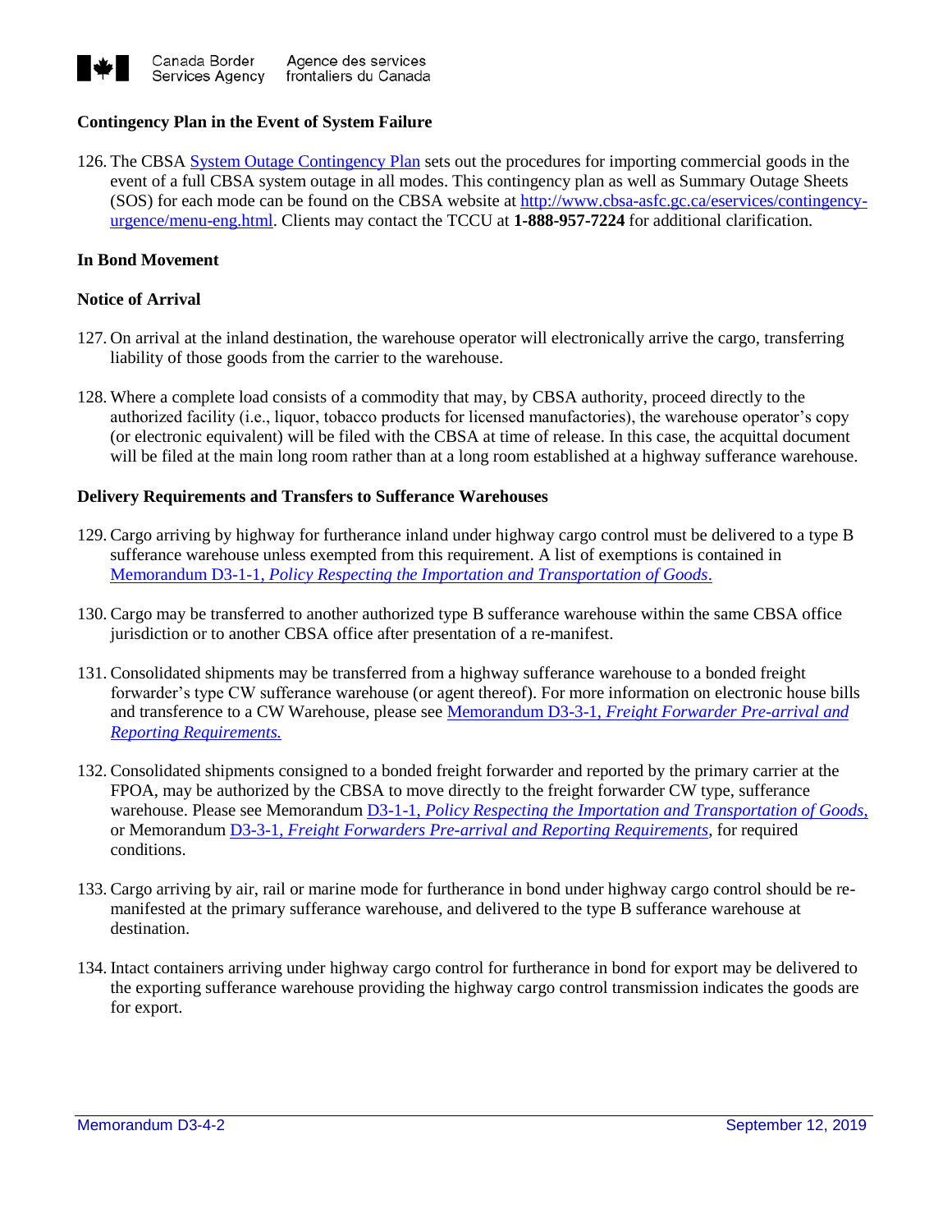**Contingency Plan in the Event of System Failure**

126. The CBSA [System Outage Contingency Plan](http://www.cbsa-asfc.gc.ca/eservices/contingency-urgence/menu-eng.html) sets out the procedures for importing commercial goods in the event of a full CBSA system outage in all modes. This contingency plan as well as Summary Outage Sheets (SOS) for each mode can be found on the CBSA website at http://www.cbsa-asfc.gc.ca/eservices/contingency-urgence/menu-eng.html. Clients may contact the TCCU at **1-888-957-7224** for additional clarification.

**In Bond Movement**

**Notice of Arrival**

127. On arrival at the inland destination, the warehouse operator will electronically arrive the cargo, transferring liability of those goods from the carrier to the warehouse.

128. Where a complete load consists of a commodity that may, by CBSA authority, proceed directly to the authorized facility (i.e., liquor, tobacco products for licensed manufactories), the warehouse operator's copy (or electronic equivalent) will be filed with the CBSA at time of release. In this case, the acquittal document will be filed at the main long room rather than at a long room established at a highway sufferance warehouse.

**Delivery Requirements and Transfers to Sufferance Warehouses**

129. Cargo arriving by highway for furtherance inland under highway cargo control must be delivered to a type B sufferance warehouse unless exempted from this requirement. A list of exemptions is contained in Memorandum D3-1-1, *Policy Respecting the Importation and Transportation of Goods*.

130. Cargo may be transferred to another authorized type B sufferance warehouse within the same CBSA office jurisdiction or to another CBSA office after presentation of a re-manifest.

131. Consolidated shipments may be transferred from a highway sufferance warehouse to a bonded freight forwarder's type CW sufferance warehouse (or agent thereof). For more information on electronic house bills and transference to a CW Warehouse, please see Memorandum D3-3-1, *Freight Forwarder Pre-arrival and Reporting Requirements.*

132. Consolidated shipments consigned to a bonded freight forwarder and reported by the primary carrier at the FPOA, may be authorized by the CBSA to move directly to the freight forwarder CW type, sufferance warehouse. Please see Memorandum D3-1-1, *Policy Respecting the Importation and Transportation of Goods,* or Memorandum D3-3-1, *Freight Forwarders Pre-arrival and Reporting Requirements*, for required conditions.

133. Cargo arriving by air, rail or marine mode for furtherance in bond under highway cargo control should be re-manifested at the primary sufferance warehouse, and delivered to the type B sufferance warehouse at destination.

134. Intact containers arriving under highway cargo control for furtherance in bond for export may be delivered to the exporting sufferance warehouse providing the highway cargo control transmission indicates the goods are for export.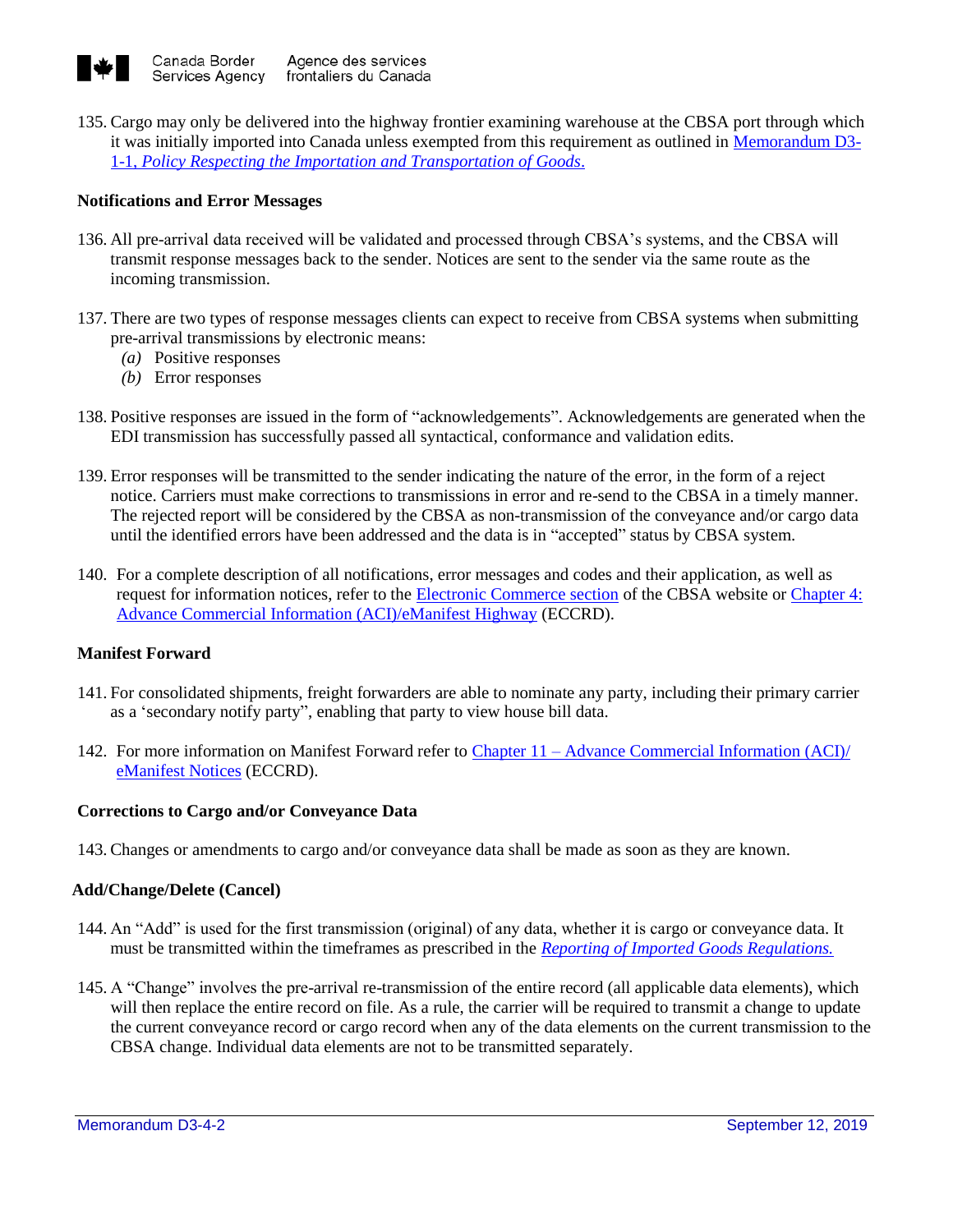135. Cargo may only be delivered into the highway frontier examining warehouse at the CBSA port through which it was initially imported into Canada unless exempted from this requirement as outlined in Memorandum D3-1-1, *Policy Respecting the Importation and Transportation of Goods*.

### Notifications and Error Messages

136. All pre-arrival data received will be validated and processed through CBSA's systems, and the CBSA will transmit response messages back to the sender. Notices are sent to the sender via the same route as the incoming transmission.

137. There are two types of response messages clients can expect to receive from CBSA systems when submitting pre-arrival transmissions by electronic means:
    - *(a)* Positive responses
    - *(b)* Error responses

138. Positive responses are issued in the form of "acknowledgements". Acknowledgements are generated when the EDI transmission has successfully passed all syntactical, conformance and validation edits.

139. Error responses will be transmitted to the sender indicating the nature of the error, in the form of a reject notice. Carriers must make corrections to transmissions in error and re-send to the CBSA in a timely manner. The rejected report will be considered by the CBSA as non-transmission of the conveyance and/or cargo data until the identified errors have been addressed and the data is in "accepted" status by CBSA system.

140. For a complete description of all notifications, error messages and codes and their application, as well as request for information notices, refer to the Electronic Commerce section of the CBSA website or Chapter 4: Advance Commercial Information (ACI)/eManifest Highway (ECCRD).

### Manifest Forward

141. For consolidated shipments, freight forwarders are able to nominate any party, including their primary carrier as a 'secondary notify party", enabling that party to view house bill data.

142. For more information on Manifest Forward refer to Chapter 11 – Advance Commercial Information (ACI)/ eManifest Notices (ECCRD).

### Corrections to Cargo and/or Conveyance Data

143. Changes or amendments to cargo and/or conveyance data shall be made as soon as they are known.

### Add/Change/Delete (Cancel)

144. An "Add" is used for the first transmission (original) of any data, whether it is cargo or conveyance data. It must be transmitted within the timeframes as prescribed in the *Reporting of Imported Goods Regulations.*

145. A "Change" involves the pre-arrival re-transmission of the entire record (all applicable data elements), which will then replace the entire record on file. As a rule, the carrier will be required to transmit a change to update the current conveyance record or cargo record when any of the data elements on the current transmission to the CBSA change. Individual data elements are not to be transmitted separately.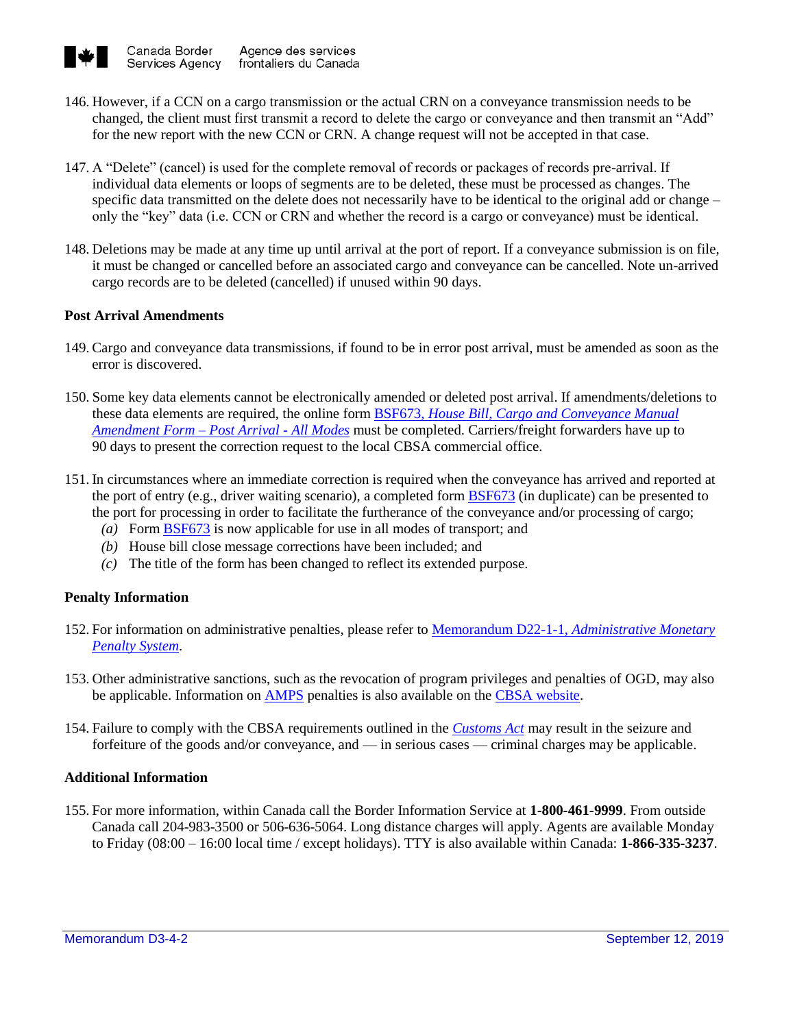146. However, if a CCN on a cargo transmission or the actual CRN on a conveyance transmission needs to be changed, the client must first transmit a record to delete the cargo or conveyance and then transmit an "Add" for the new report with the new CCN or CRN. A change request will not be accepted in that case.

147. A "Delete" (cancel) is used for the complete removal of records or packages of records pre-arrival. If individual data elements or loops of segments are to be deleted, these must be processed as changes. The specific data transmitted on the delete does not necessarily have to be identical to the original add or change – only the "key" data (i.e. CCN or CRN and whether the record is a cargo or conveyance) must be identical.

148. Deletions may be made at any time up until arrival at the port of report. If a conveyance submission is on file, it must be changed or cancelled before an associated cargo and conveyance can be cancelled. Note un-arrived cargo records are to be deleted (cancelled) if unused within 90 days.

### Post Arrival Amendments

149. Cargo and conveyance data transmissions, if found to be in error post arrival, must be amended as soon as the error is discovered.

150. Some key data elements cannot be electronically amended or deleted post arrival. If amendments/deletions to these data elements are required, the online form BSF673, *House Bill, Cargo and Conveyance Manual Amendment Form – Post Arrival - All Modes* must be completed. Carriers/freight forwarders have up to 90 days to present the correction request to the local CBSA commercial office.

151. In circumstances where an immediate correction is required when the conveyance has arrived and reported at the port of entry (e.g., driver waiting scenario), a completed form BSF673 (in duplicate) can be presented to the port for processing in order to facilitate the furtherance of the conveyance and/or processing of cargo;
   *(a)* Form BSF673 is now applicable for use in all modes of transport; and
   *(b)* House bill close message corrections have been included; and
   *(c)* The title of the form has been changed to reflect its extended purpose.

### Penalty Information

152. For information on administrative penalties, please refer to Memorandum D22-1-1, *Administrative Monetary Penalty System*.

153. Other administrative sanctions, such as the revocation of program privileges and penalties of OGD, may also be applicable. Information on AMPS penalties is also available on the CBSA website.

154. Failure to comply with the CBSA requirements outlined in the *Customs Act* may result in the seizure and forfeiture of the goods and/or conveyance, and — in serious cases — criminal charges may be applicable.

### Additional Information

155. For more information, within Canada call the Border Information Service at **1-800-461-9999**. From outside Canada call 204-983-3500 or 506-636-5064. Long distance charges will apply. Agents are available Monday to Friday (08:00 – 16:00 local time / except holidays). TTY is also available within Canada: **1-866-335-3237**.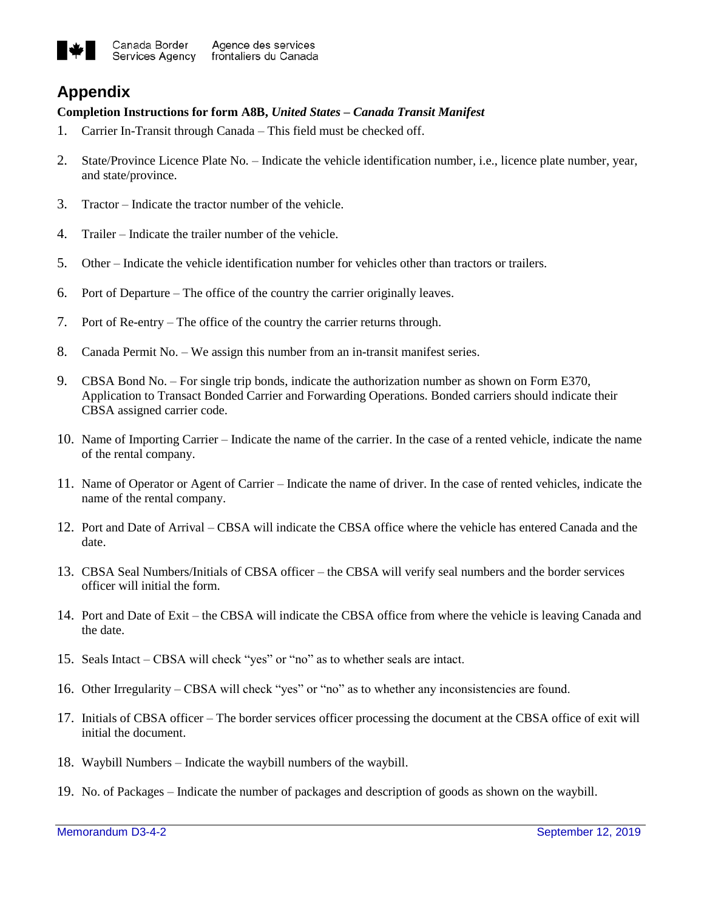## Appendix

**Completion Instructions for form A8B, *United States – Canada Transit Manifest***

1. Carrier In-Transit through Canada – This field must be checked off.
2. State/Province Licence Plate No. – Indicate the vehicle identification number, i.e., licence plate number, year, and state/province.
3. Tractor – Indicate the tractor number of the vehicle.
4. Trailer – Indicate the trailer number of the vehicle.
5. Other – Indicate the vehicle identification number for vehicles other than tractors or trailers.
6. Port of Departure – The office of the country the carrier originally leaves.
7. Port of Re-entry – The office of the country the carrier returns through.
8. Canada Permit No. – We assign this number from an in-transit manifest series.
9. CBSA Bond No. – For single trip bonds, indicate the authorization number as shown on Form E370, Application to Transact Bonded Carrier and Forwarding Operations. Bonded carriers should indicate their CBSA assigned carrier code.
10. Name of Importing Carrier – Indicate the name of the carrier. In the case of a rented vehicle, indicate the name of the rental company.
11. Name of Operator or Agent of Carrier – Indicate the name of driver. In the case of rented vehicles, indicate the name of the rental company.
12. Port and Date of Arrival – CBSA will indicate the CBSA office where the vehicle has entered Canada and the date.
13. CBSA Seal Numbers/Initials of CBSA officer – the CBSA will verify seal numbers and the border services officer will initial the form.
14. Port and Date of Exit – the CBSA will indicate the CBSA office from where the vehicle is leaving Canada and the date.
15. Seals Intact – CBSA will check "yes" or "no" as to whether seals are intact.
16. Other Irregularity – CBSA will check "yes" or "no" as to whether any inconsistencies are found.
17. Initials of CBSA officer – The border services officer processing the document at the CBSA office of exit will initial the document.
18. Waybill Numbers – Indicate the waybill numbers of the waybill.
19. No. of Packages – Indicate the number of packages and description of goods as shown on the waybill.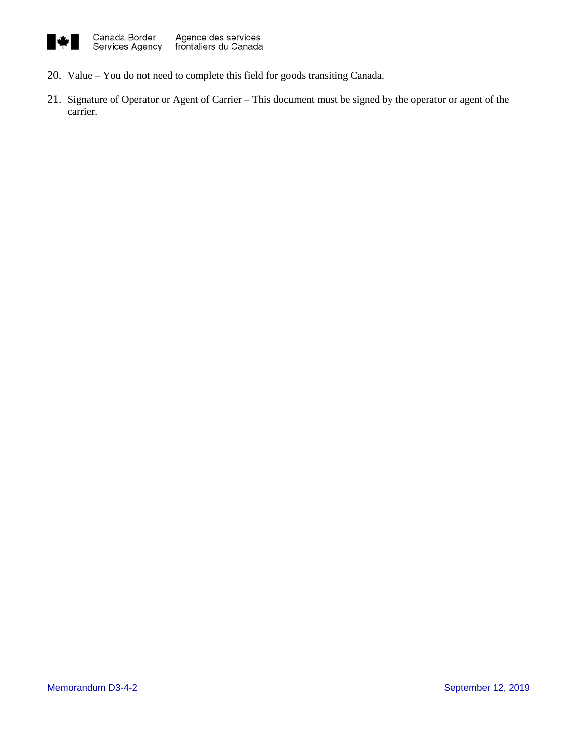20. Value – You do not need to complete this field for goods transiting Canada.

21. Signature of Operator or Agent of Carrier – This document must be signed by the operator or agent of the carrier.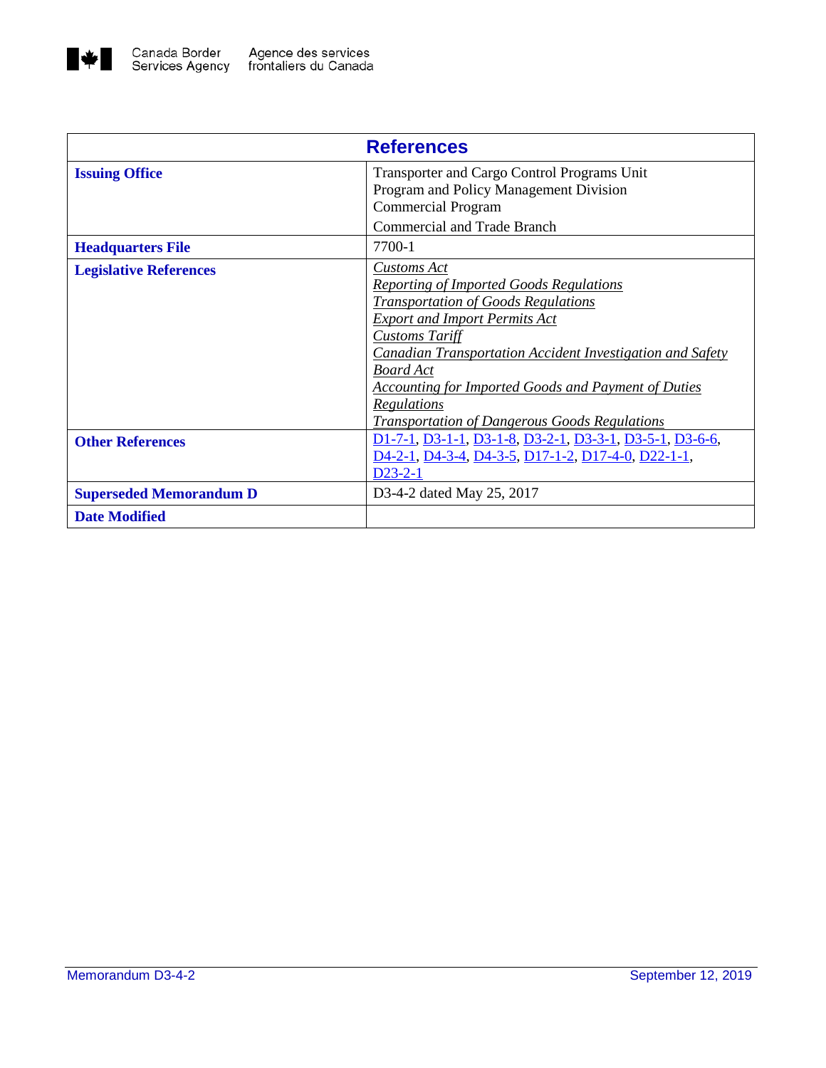| References | |
|---|---|
| **Issuing Office** | Transporter and Cargo Control Programs Unit<br>Program and Policy Management Division<br>Commercial Program<br>Commercial and Trade Branch |
| **Headquarters File** | 7700-1 |
| **Legislative References** | *Customs Act*<br>*Reporting of Imported Goods Regulations*<br>*Transportation of Goods Regulations*<br>*Export and Import Permits Act*<br>*Customs Tariff*<br>*Canadian Transportation Accident Investigation and Safety Board Act*<br>*Accounting for Imported Goods and Payment of Duties Regulations*<br>*Transportation of Dangerous Goods Regulations* |
| **Other References** | D1-7-1, D3-1-1, D3-1-8, D3-2-1, D3-3-1, D3-5-1, D3-6-6, D4-2-1, D4-3-4, D4-3-5, D17-1-2, D17-4-0, D22-1-1, D23-2-1 |
| **Superseded Memorandum D** | D3-4-2 dated May 25, 2017 |
| **Date Modified** | |